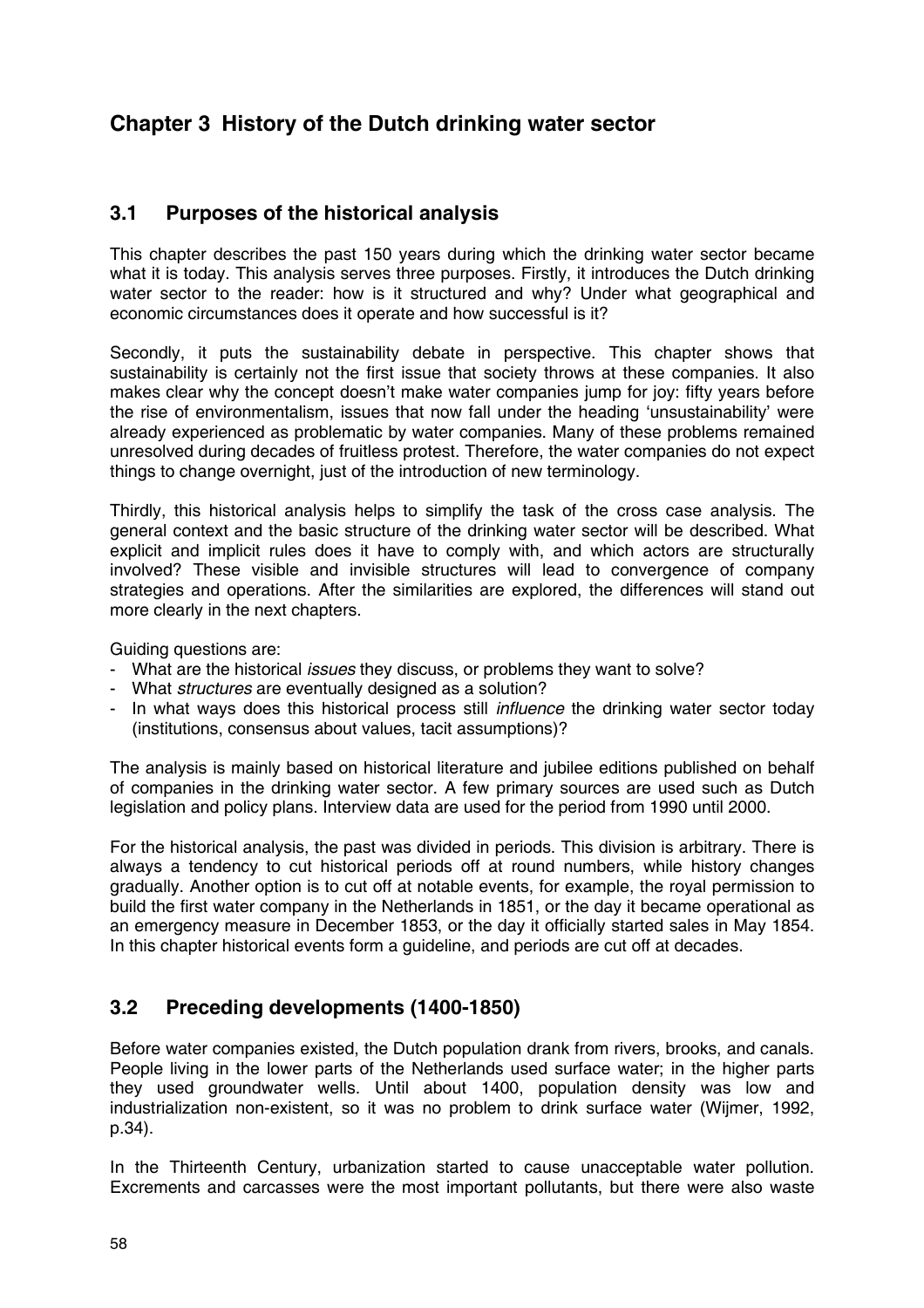# Chapter 3 History of the Dutch drinking water sector

## 3.1 Purposes of the historical analysis

This chapter describes the past 150 years during which the drinking water sector became what it is today. This analysis serves three purposes. Firstly, it introduces the Dutch drinking water sector to the reader: how is it structured and why? Under what geographical and economic circumstances does it operate and how successful is it?

Secondly, it puts the sustainability debate in perspective. This chapter shows that sustainability is certainly not the first issue that society throws at these companies. It also makes clear why the concept doesn't make water companies jump for joy: fifty years before the rise of environmentalism, issues that now fall under the heading 'unsustainability' were already experienced as problematic by water companies. Many of these problems remained unresolved during decades of fruitless protest. Therefore, the water companies do not expect things to change overnight, just of the introduction of new terminology.

Thirdly, this historical analysis helps to simplify the task of the cross case analysis. The general context and the basic structure of the drinking water sector will be described. What explicit and implicit rules does it have to comply with, and which actors are structurally involved? These visible and invisible structures will lead to convergence of company strategies and operations. After the similarities are explored, the differences will stand out more clearly in the next chapters.

Guiding questions are:

- What are the historical *issues* they discuss, or problems they want to solve?
- What *structures* are eventually designed as a solution?
- In what ways does this historical process still *influence* the drinking water sector today (institutions, consensus about values, tacit assumptions)?

The analysis is mainly based on historical literature and jubilee editions published on behalf of companies in the drinking water sector. A few primary sources are used such as Dutch legislation and policy plans. Interview data are used for the period from 1990 until 2000.

For the historical analysis, the past was divided in periods. This division is arbitrary. There is always a tendency to cut historical periods off at round numbers, while history changes gradually. Another option is to cut off at notable events, for example, the royal permission to build the first water company in the Netherlands in 1851, or the day it became operational as an emergency measure in December 1853, or the day it officially started sales in May 1854. In this chapter historical events form a guideline, and periods are cut off at decades.

## 3.2 Preceding developments (1400-1850)

Before water companies existed, the Dutch population drank from rivers, brooks, and canals. People living in the lower parts of the Netherlands used surface water; in the higher parts they used groundwater wells. Until about 1400, population density was low and industrialization non-existent, so it was no problem to drink surface water (Wijmer, 1992, p.34).

In the Thirteenth Century, urbanization started to cause unacceptable water pollution. Excrements and carcasses were the most important pollutants, but there were also waste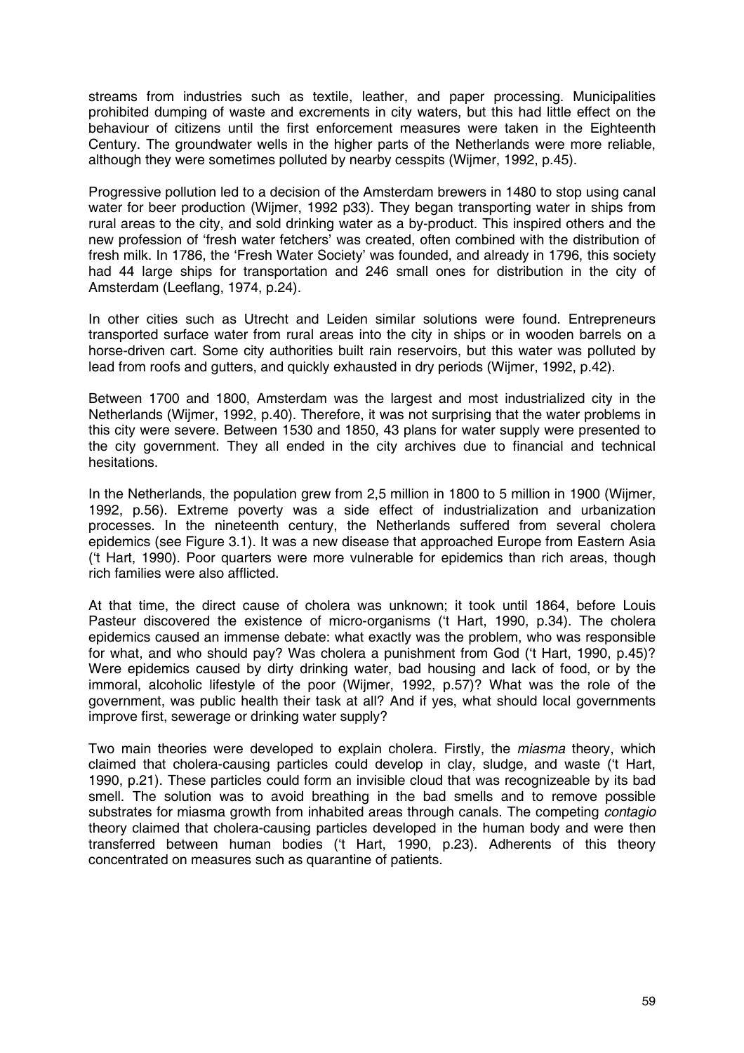streams from industries such as textile, leather, and paper processing. Municipalities prohibited dumping of waste and excrements in city waters, but this had little effect on the behaviour of citizens until the first enforcement measures were taken in the Eighteenth Century. The groundwater wells in the higher parts of the Netherlands were more reliable, although they were sometimes polluted by nearby cesspits (Wijmer, 1992, p.45).

Progressive pollution led to a decision of the Amsterdam brewers in 1480 to stop using canal water for beer production (Wijmer, 1992 p33). They began transporting water in ships from rural areas to the city, and sold drinking water as a by-product. This inspired others and the new profession of 'fresh water fetchers' was created, often combined with the distribution of fresh milk. In 1786, the 'Fresh Water Society' was founded, and already in 1796, this society had 44 large ships for transportation and 246 small ones for distribution in the city of Amsterdam (Leeflang, 1974, p.24).

In other cities such as Utrecht and Leiden similar solutions were found. Entrepreneurs transported surface water from rural areas into the city in ships or in wooden barrels on a horse-driven cart. Some city authorities built rain reservoirs, but this water was polluted by lead from roofs and gutters, and quickly exhausted in dry periods (Wijmer, 1992, p.42).

Between 1700 and 1800, Amsterdam was the largest and most industrialized city in the Netherlands (Wijmer, 1992, p.40). Therefore, it was not surprising that the water problems in this city were severe. Between 1530 and 1850, 43 plans for water supply were presented to the city government. They all ended in the city archives due to financial and technical hesitations.

In the Netherlands, the population grew from 2,5 million in 1800 to 5 million in 1900 (Wijmer, 1992, p.56). Extreme poverty was a side effect of industrialization and urbanization processes. In the nineteenth century, the Netherlands suffered from several cholera epidemics (see Figure 3.1). It was a new disease that approached Europe from Eastern Asia ('t Hart, 1990). Poor quarters were more vulnerable for epidemics than rich areas, though rich families were also afflicted.

At that time, the direct cause of cholera was unknown; it took until 1864, before Louis Pasteur discovered the existence of micro-organisms ('t Hart, 1990, p.34). The cholera epidemics caused an immense debate: what exactly was the problem, who was responsible for what, and who should pay? Was cholera a punishment from God ('t Hart, 1990, p.45)? Were epidemics caused by dirty drinking water, bad housing and lack of food, or by the immoral, alcoholic lifestyle of the poor (Wijmer, 1992, p.57)? What was the role of the government, was public health their task at all? And if yes, what should local governments improve first, sewerage or drinking water supply?

Two main theories were developed to explain cholera. Firstly, the *miasma* theory, which claimed that cholera-causing particles could develop in clay, sludge, and waste ('t Hart, 1990, p.21). These particles could form an invisible cloud that was recognizeable by its bad smell. The solution was to avoid breathing in the bad smells and to remove possible substrates for miasma growth from inhabited areas through canals. The competing *contagio* theory claimed that cholera-causing particles developed in the human body and were then transferred between human bodies ('t Hart, 1990, p.23). Adherents of this theory concentrated on measures such as quarantine of patients.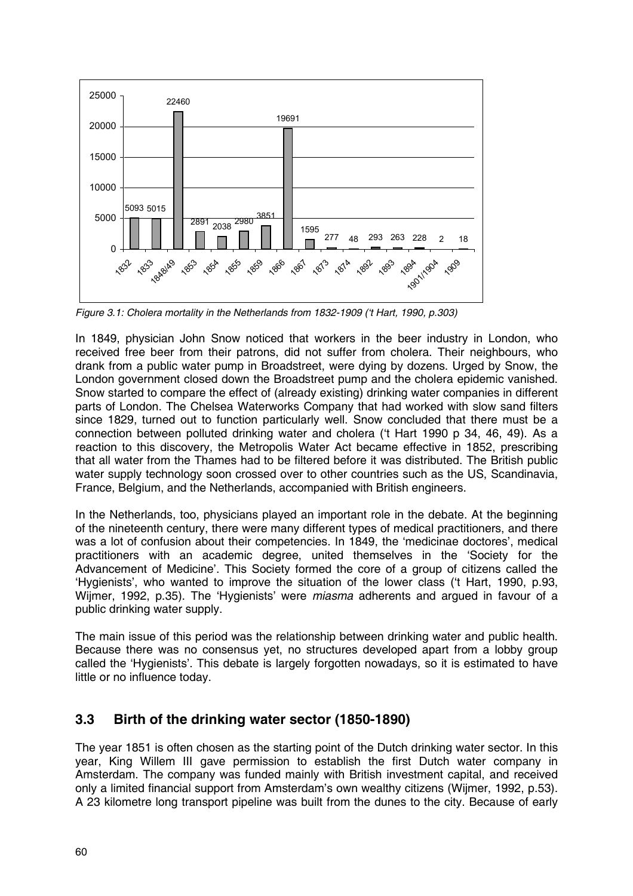| Year | Cholera mortality |
|---|---|
| 1832 | 5093 |
| 1833 | 5015 |
| 1848/49 | 22460 |
| 1853 | 2891 |
| 1854 | 2038 |
| 1855 | 2980 |
| 1859 | 3851 |
| 1866 | 19691 |
| 1867 | 1595 |
| 1873 | 277 |
| 1874 | 48 |
| 1892 | 293 |
| 1893 | 263 |
| 1894 | 228 |
| 1901/1904 | 2 |
| 1909 | 18 |

*Figure 3.1: Cholera mortality in the Netherlands from 1832-1909 ('t Hart, 1990, p.303)*

In 1849, physician John Snow noticed that workers in the beer industry in London, who received free beer from their patrons, did not suffer from cholera. Their neighbours, who drank from a public water pump in Broadstreet, were dying by dozens. Urged by Snow, the London government closed down the Broadstreet pump and the cholera epidemic vanished. Snow started to compare the effect of (already existing) drinking water companies in different parts of London. The Chelsea Waterworks Company that had worked with slow sand filters since 1829, turned out to function particularly well. Snow concluded that there must be a connection between polluted drinking water and cholera ('t Hart 1990 p 34, 46, 49). As a reaction to this discovery, the Metropolis Water Act became effective in 1852, prescribing that all water from the Thames had to be filtered before it was distributed. The British public water supply technology soon crossed over to other countries such as the US, Scandinavia, France, Belgium, and the Netherlands, accompanied with British engineers.

In the Netherlands, too, physicians played an important role in the debate. At the beginning of the nineteenth century, there were many different types of medical practitioners, and there was a lot of confusion about their competencies. In 1849, the 'medicinae doctores', medical practitioners with an academic degree, united themselves in the 'Society for the Advancement of Medicine'. This Society formed the core of a group of citizens called the 'Hygienists', who wanted to improve the situation of the lower class ('t Hart, 1990, p.93, Wijmer, 1992, p.35). The 'Hygienists' were *miasma* adherents and argued in favour of a public drinking water supply.

The main issue of this period was the relationship between drinking water and public health. Because there was no consensus yet, no structures developed apart from a lobby group called the 'Hygienists'. This debate is largely forgotten nowadays, so it is estimated to have little or no influence today.

## 3.3 Birth of the drinking water sector (1850-1890)

The year 1851 is often chosen as the starting point of the Dutch drinking water sector. In this year, King Willem III gave permission to establish the first Dutch water company in Amsterdam. The company was funded mainly with British investment capital, and received only a limited financial support from Amsterdam's own wealthy citizens (Wijmer, 1992, p.53). A 23 kilometre long transport pipeline was built from the dunes to the city. Because of early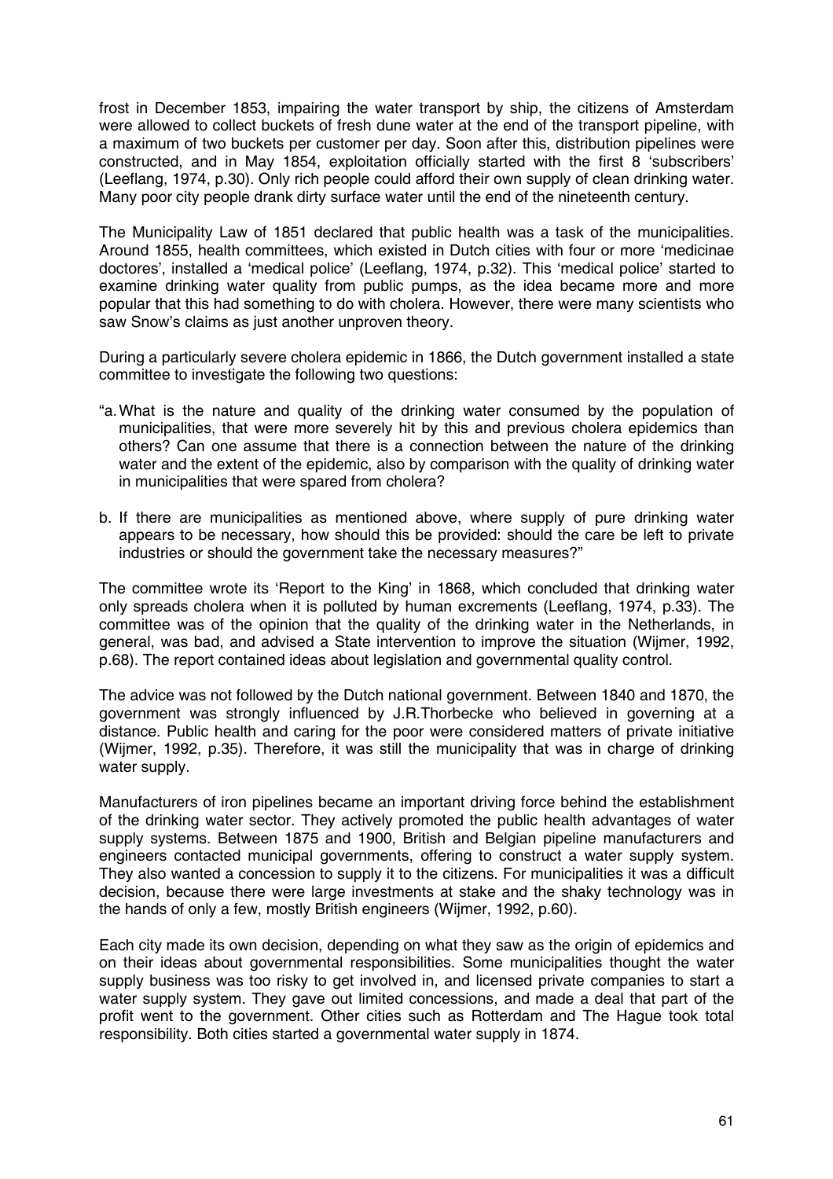frost in December 1853, impairing the water transport by ship, the citizens of Amsterdam were allowed to collect buckets of fresh dune water at the end of the transport pipeline, with a maximum of two buckets per customer per day. Soon after this, distribution pipelines were constructed, and in May 1854, exploitation officially started with the first 8 'subscribers' (Leeflang, 1974, p.30). Only rich people could afford their own supply of clean drinking water. Many poor city people drank dirty surface water until the end of the nineteenth century.

The Municipality Law of 1851 declared that public health was a task of the municipalities. Around 1855, health committees, which existed in Dutch cities with four or more 'medicinae doctores', installed a 'medical police' (Leeflang, 1974, p.32). This 'medical police' started to examine drinking water quality from public pumps, as the idea became more and more popular that this had something to do with cholera. However, there were many scientists who saw Snow's claims as just another unproven theory.

During a particularly severe cholera epidemic in 1866, the Dutch government installed a state committee to investigate the following two questions:

"a. What is the nature and quality of the drinking water consumed by the population of municipalities, that were more severely hit by this and previous cholera epidemics than others? Can one assume that there is a connection between the nature of the drinking water and the extent of the epidemic, also by comparison with the quality of drinking water in municipalities that were spared from cholera?

b. If there are municipalities as mentioned above, where supply of pure drinking water appears to be necessary, how should this be provided: should the care be left to private industries or should the government take the necessary measures?"

The committee wrote its 'Report to the King' in 1868, which concluded that drinking water only spreads cholera when it is polluted by human excrements (Leeflang, 1974, p.33). The committee was of the opinion that the quality of the drinking water in the Netherlands, in general, was bad, and advised a State intervention to improve the situation (Wijmer, 1992, p.68). The report contained ideas about legislation and governmental quality control.

The advice was not followed by the Dutch national government. Between 1840 and 1870, the government was strongly influenced by J.R.Thorbecke who believed in governing at a distance. Public health and caring for the poor were considered matters of private initiative (Wijmer, 1992, p.35). Therefore, it was still the municipality that was in charge of drinking water supply.

Manufacturers of iron pipelines became an important driving force behind the establishment of the drinking water sector. They actively promoted the public health advantages of water supply systems. Between 1875 and 1900, British and Belgian pipeline manufacturers and engineers contacted municipal governments, offering to construct a water supply system. They also wanted a concession to supply it to the citizens. For municipalities it was a difficult decision, because there were large investments at stake and the shaky technology was in the hands of only a few, mostly British engineers (Wijmer, 1992, p.60).

Each city made its own decision, depending on what they saw as the origin of epidemics and on their ideas about governmental responsibilities. Some municipalities thought the water supply business was too risky to get involved in, and licensed private companies to start a water supply system. They gave out limited concessions, and made a deal that part of the profit went to the government. Other cities such as Rotterdam and The Hague took total responsibility. Both cities started a governmental water supply in 1874.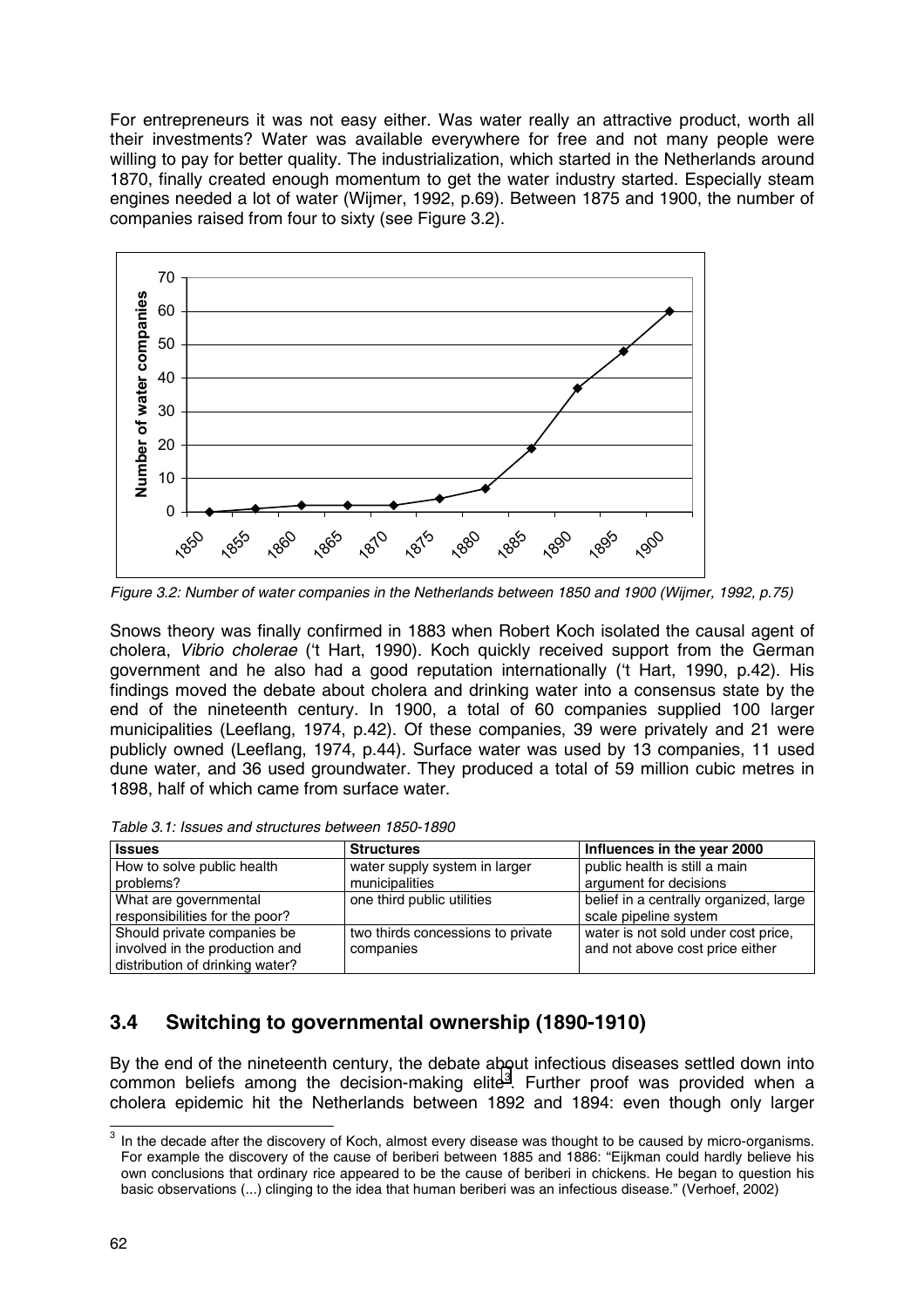For entrepreneurs it was not easy either. Was water really an attractive product, worth all their investments? Water was available everywhere for free and not many people were willing to pay for better quality. The industrialization, which started in the Netherlands around 1870, finally created enough momentum to get the water industry started. Especially steam engines needed a lot of water (Wijmer, 1992, p.69). Between 1875 and 1900, the number of companies raised from four to sixty (see Figure 3.2).

*Figure 3.2: Number of water companies in the Netherlands between 1850 and 1900 (Wijmer, 1992, p.75)*

Snows theory was finally confirmed in 1883 when Robert Koch isolated the causal agent of cholera, *Vibrio cholerae* ('t Hart, 1990). Koch quickly received support from the German government and he also had a good reputation internationally ('t Hart, 1990, p.42). His findings moved the debate about cholera and drinking water into a consensus state by the end of the nineteenth century. In 1900, a total of 60 companies supplied 100 larger municipalities (Leeflang, 1974, p.42). Of these companies, 39 were privately and 21 were publicly owned (Leeflang, 1974, p.44). Surface water was used by 13 companies, 11 used dune water, and 36 used groundwater. They produced a total of 59 million cubic metres in 1898, half of which came from surface water.

*Table 3.1: Issues and structures between 1850-1890*

| Issues | Structures | Influences in the year 2000 |
|---|---|---|
| How to solve public health problems? | water supply system in larger municipalities | public health is still a main argument for decisions |
| What are governmental responsibilities for the poor? | one third public utilities | belief in a centrally organized, large scale pipeline system |
| Should private companies be involved in the production and distribution of drinking water? | two thirds concessions to private companies | water is not sold under cost price, and not above cost price either |

## 3.4 Switching to governmental ownership (1890-1910)

By the end of the nineteenth century, the debate about infectious diseases settled down into common beliefs among the decision-making elite[3]. Further proof was provided when a cholera epidemic hit the Netherlands between 1892 and 1894: even though only larger

[3] In the decade after the discovery of Koch, almost every disease was thought to be caused by micro-organisms. For example the discovery of the cause of beriberi between 1885 and 1886: "Eijkman could hardly believe his own conclusions that ordinary rice appeared to be the cause of beriberi in chickens. He began to question his basic observations (...) clinging to the idea that human beriberi was an infectious disease." (Verhoef, 2002)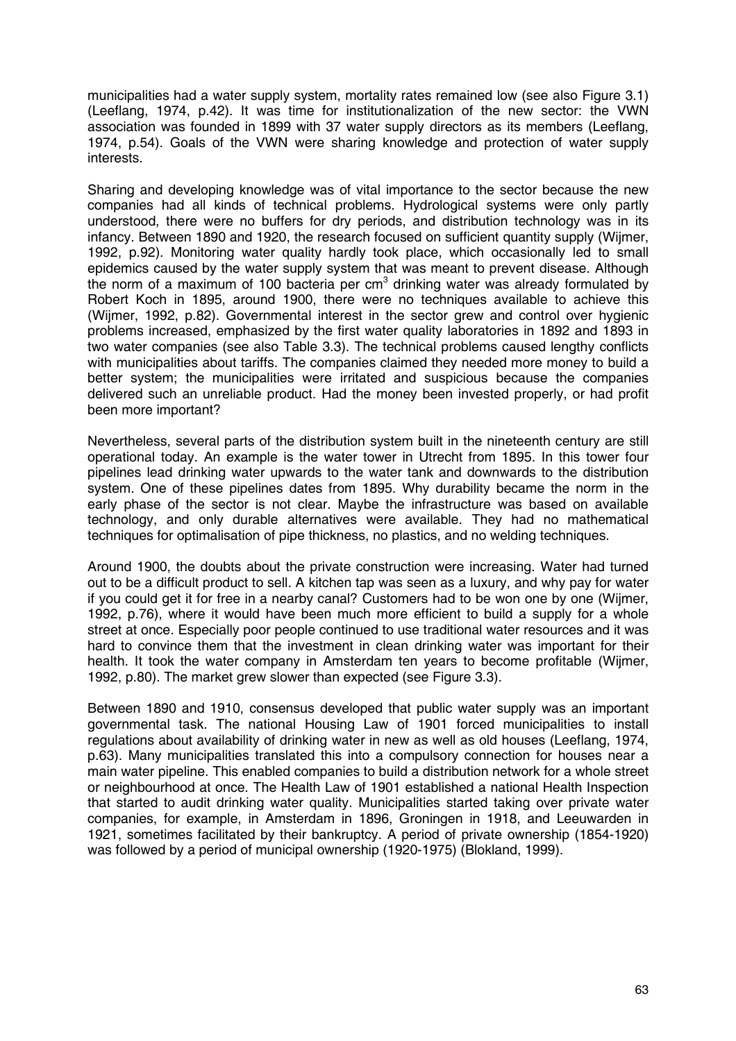municipalities had a water supply system, mortality rates remained low (see also Figure 3.1) (Leeflang, 1974, p.42). It was time for institutionalization of the new sector: the VWN association was founded in 1899 with 37 water supply directors as its members (Leeflang, 1974, p.54). Goals of the VWN were sharing knowledge and protection of water supply interests.

Sharing and developing knowledge was of vital importance to the sector because the new companies had all kinds of technical problems. Hydrological systems were only partly understood, there were no buffers for dry periods, and distribution technology was in its infancy. Between 1890 and 1920, the research focused on sufficient quantity supply (Wijmer, 1992, p.92). Monitoring water quality hardly took place, which occasionally led to small epidemics caused by the water supply system that was meant to prevent disease. Although the norm of a maximum of 100 bacteria per $cm^3$ drinking water was already formulated by Robert Koch in 1895, around 1900, there were no techniques available to achieve this (Wijmer, 1992, p.82). Governmental interest in the sector grew and control over hygienic problems increased, emphasized by the first water quality laboratories in 1892 and 1893 in two water companies (see also Table 3.3). The technical problems caused lengthy conflicts with municipalities about tariffs. The companies claimed they needed more money to build a better system; the municipalities were irritated and suspicious because the companies delivered such an unreliable product. Had the money been invested properly, or had profit been more important?

Nevertheless, several parts of the distribution system built in the nineteenth century are still operational today. An example is the water tower in Utrecht from 1895. In this tower four pipelines lead drinking water upwards to the water tank and downwards to the distribution system. One of these pipelines dates from 1895. Why durability became the norm in the early phase of the sector is not clear. Maybe the infrastructure was based on available technology, and only durable alternatives were available. They had no mathematical techniques for optimalisation of pipe thickness, no plastics, and no welding techniques.

Around 1900, the doubts about the private construction were increasing. Water had turned out to be a difficult product to sell. A kitchen tap was seen as a luxury, and why pay for water if you could get it for free in a nearby canal? Customers had to be won one by one (Wijmer, 1992, p.76), where it would have been much more efficient to build a supply for a whole street at once. Especially poor people continued to use traditional water resources and it was hard to convince them that the investment in clean drinking water was important for their health. It took the water company in Amsterdam ten years to become profitable (Wijmer, 1992, p.80). The market grew slower than expected (see Figure 3.3).

Between 1890 and 1910, consensus developed that public water supply was an important governmental task. The national Housing Law of 1901 forced municipalities to install regulations about availability of drinking water in new as well as old houses (Leeflang, 1974, p.63). Many municipalities translated this into a compulsory connection for houses near a main water pipeline. This enabled companies to build a distribution network for a whole street or neighbourhood at once. The Health Law of 1901 established a national Health Inspection that started to audit drinking water quality. Municipalities started taking over private water companies, for example, in Amsterdam in 1896, Groningen in 1918, and Leeuwarden in 1921, sometimes facilitated by their bankruptcy. A period of private ownership (1854-1920) was followed by a period of municipal ownership (1920-1975) (Blokland, 1999).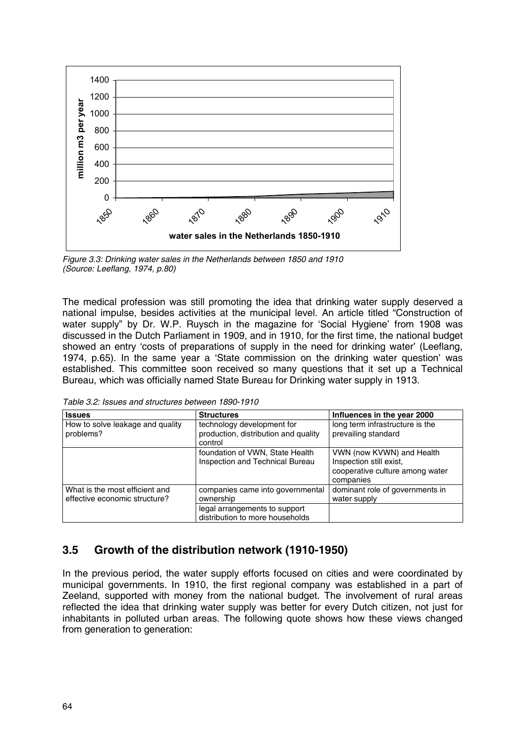*Figure 3.3: Drinking water sales in the Netherlands between 1850 and 1910 (Source: Leeflang, 1974, p.80)*

The medical profession was still promoting the idea that drinking water supply deserved a national impulse, besides activities at the municipal level. An article titled "Construction of water supply" by Dr. W.P. Ruysch in the magazine for 'Social Hygiene' from 1908 was discussed in the Dutch Parliament in 1909, and in 1910, for the first time, the national budget showed an entry 'costs of preparations of supply in the need for drinking water' (Leeflang, 1974, p.65). In the same year a 'State commission on the drinking water question' was established. This committee soon received so many questions that it set up a Technical Bureau, which was officially named State Bureau for Drinking water supply in 1913.

*Table 3.2: Issues and structures between 1890-1910*

| Issues | Structures | Influences in the year 2000 |
|---|---|---|
| How to solve leakage and quality problems? | technology development for production, distribution and quality control | long term infrastructure is the prevailing standard |
| | foundation of VWN, State Health Inspection and Technical Bureau | VWN (now KVWN) and Health Inspection still exist, cooperative culture among water companies |
| What is the most efficient and effective economic structure? | companies came into governmental ownership | dominant role of governments in water supply |
| | legal arrangements to support distribution to more households | |

## 3.5 Growth of the distribution network (1910-1950)

In the previous period, the water supply efforts focused on cities and were coordinated by municipal governments. In 1910, the first regional company was established in a part of Zeeland, supported with money from the national budget. The involvement of rural areas reflected the idea that drinking water supply was better for every Dutch citizen, not just for inhabitants in polluted urban areas. The following quote shows how these views changed from generation to generation: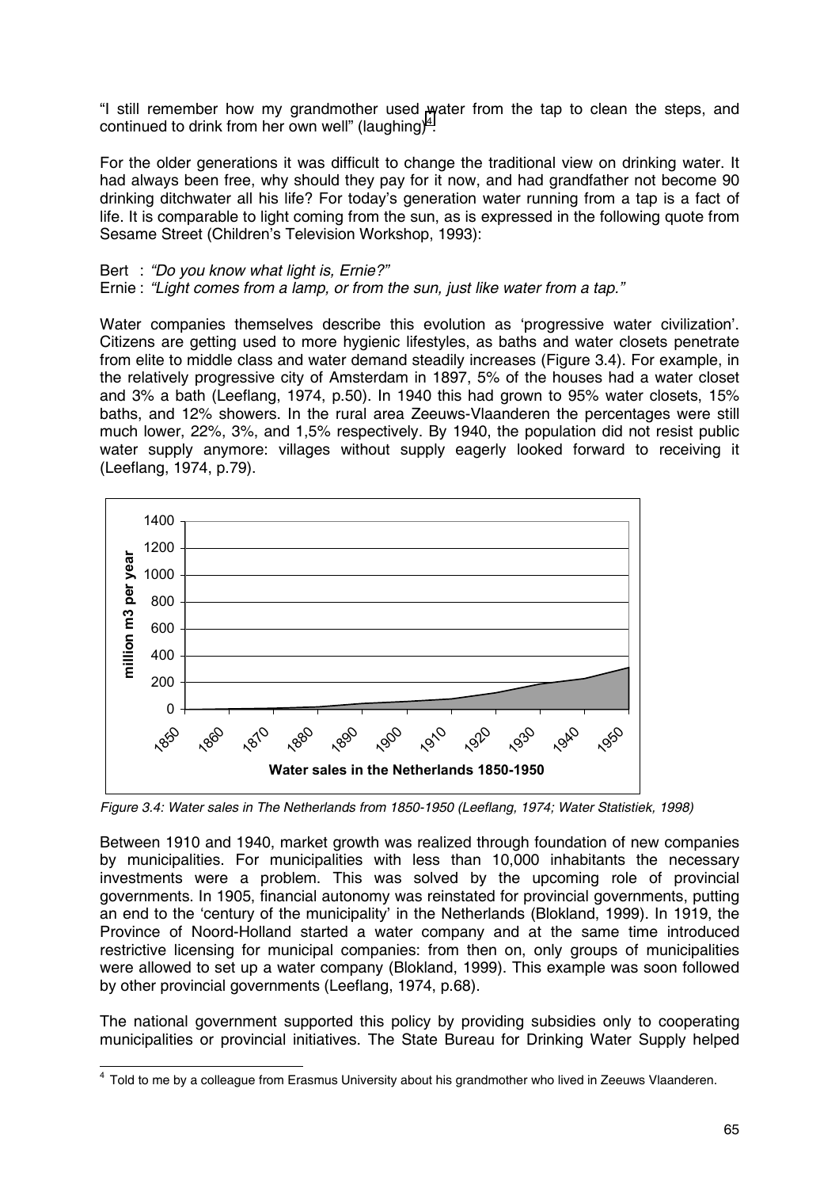"I still remember how my grandmother used water from the tap to clean the steps, and continued to drink from her own well" (laughing)[4].

For the older generations it was difficult to change the traditional view on drinking water. It had always been free, why should they pay for it now, and had grandfather not become 90 drinking ditchwater all his life? For today's generation water running from a tap is a fact of life. It is comparable to light coming from the sun, as is expressed in the following quote from Sesame Street (Children's Television Workshop, 1993):

Bert : *"Do you know what light is, Ernie?"*
Ernie : *"Light comes from a lamp, or from the sun, just like water from a tap."*

Water companies themselves describe this evolution as 'progressive water civilization'. Citizens are getting used to more hygienic lifestyles, as baths and water closets penetrate from elite to middle class and water demand steadily increases (Figure 3.4). For example, in the relatively progressive city of Amsterdam in 1897, 5% of the houses had a water closet and 3% a bath (Leeflang, 1974, p.50). In 1940 this had grown to 95% water closets, 15% baths, and 12% showers. In the rural area Zeeuws-Vlaanderen the percentages were still much lower, 22%, 3%, and 1,5% respectively. By 1940, the population did not resist public water supply anymore: villages without supply eagerly looked forward to receiving it (Leeflang, 1974, p.79).

*Figure 3.4: Water sales in The Netherlands from 1850-1950 (Leeflang, 1974; Water Statistiek, 1998)*

Between 1910 and 1940, market growth was realized through foundation of new companies by municipalities. For municipalities with less than 10,000 inhabitants the necessary investments were a problem. This was solved by the upcoming role of provincial governments. In 1905, financial autonomy was reinstated for provincial governments, putting an end to the 'century of the municipality' in the Netherlands (Blokland, 1999). In 1919, the Province of Noord-Holland started a water company and at the same time introduced restrictive licensing for municipal companies: from then on, only groups of municipalities were allowed to set up a water company (Blokland, 1999). This example was soon followed by other provincial governments (Leeflang, 1974, p.68).

The national government supported this policy by providing subsidies only to cooperating municipalities or provincial initiatives. The State Bureau for Drinking Water Supply helped

[4] Told to me by a colleague from Erasmus University about his grandmother who lived in Zeeuws Vlaanderen.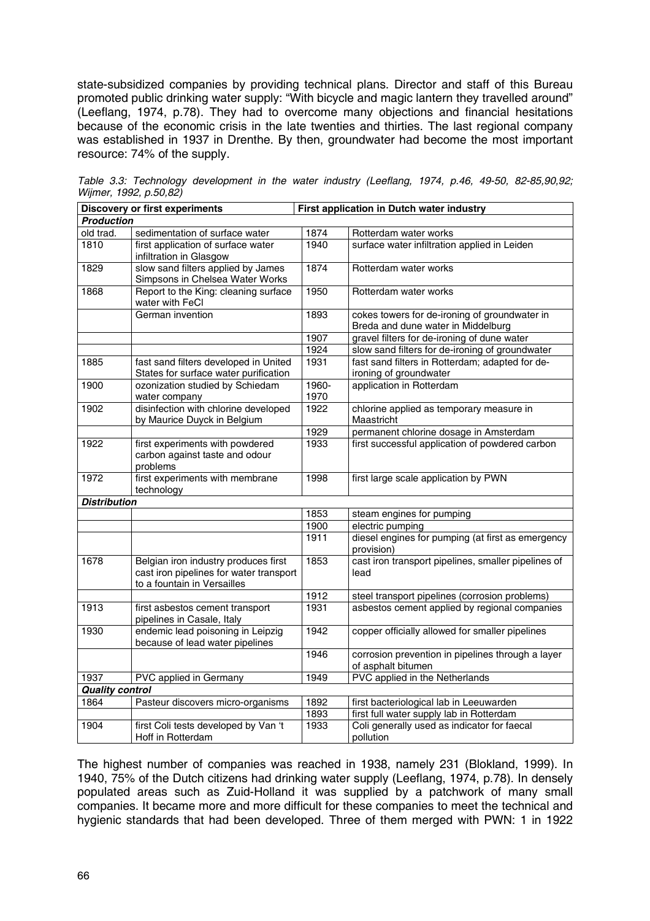state-subsidized companies by providing technical plans. Director and staff of this Bureau promoted public drinking water supply: "With bicycle and magic lantern they travelled around" (Leeflang, 1974, p.78). They had to overcome many objections and financial hesitations because of the economic crisis in the late twenties and thirties. The last regional company was established in 1937 in Drenthe. By then, groundwater had become the most important resource: 74% of the supply.

*Table 3.3: Technology development in the water industry (Leeflang, 1974, p.46, 49-50, 82-85,90,92; Wijmer, 1992, p.50,82)*

| Discovery or first experiments | | First application in Dutch water industry | |
|---|---|---|---|
| ***Production*** | | | |
| old trad. | sedimentation of surface water | 1874 | Rotterdam water works |
| 1810 | first application of surface water infiltration in Glasgow | 1940 | surface water infiltration applied in Leiden |
| 1829 | slow sand filters applied by James Simpsons in Chelsea Water Works | 1874 | Rotterdam water works |
| 1868 | Report to the King: cleaning surface water with FeCl | 1950 | Rotterdam water works |
| | German invention | 1893 | cokes towers for de-ironing of groundwater in Breda and dune water in Middelburg |
| | | 1907 | gravel filters for de-ironing of dune water |
| | | 1924 | slow sand filters for de-ironing of groundwater |
| 1885 | fast sand filters developed in United States for surface water purification | 1931 | fast sand filters in Rotterdam; adapted for de-ironing of groundwater |
| 1900 | ozonization studied by Schiedam water company | 1960-1970 | application in Rotterdam |
| 1902 | disinfection with chlorine developed by Maurice Duyck in Belgium | 1922 | chlorine applied as temporary measure in Maastricht |
| | | 1929 | permanent chlorine dosage in Amsterdam |
| 1922 | first experiments with powdered carbon against taste and odour problems | 1933 | first successful application of powdered carbon |
| 1972 | first experiments with membrane technology | 1998 | first large scale application by PWN |
| ***Distribution*** | | | |
| | | 1853 | steam engines for pumping |
| | | 1900 | electric pumping |
| | | 1911 | diesel engines for pumping (at first as emergency provision) |
| 1678 | Belgian iron industry produces first cast iron pipelines for water transport to a fountain in Versailles | 1853 | cast iron transport pipelines, smaller pipelines of lead |
| | | 1912 | steel transport pipelines (corrosion problems) |
| 1913 | first asbestos cement transport pipelines in Casale, Italy | 1931 | asbestos cement applied by regional companies |
| 1930 | endemic lead poisoning in Leipzig because of lead water pipelines | 1942 | copper officially allowed for smaller pipelines |
| | | 1946 | corrosion prevention in pipelines through a layer of asphalt bitumen |
| 1937 | PVC applied in Germany | 1949 | PVC applied in the Netherlands |
| ***Quality control*** | | | |
| 1864 | Pasteur discovers micro-organisms | 1892 | first bacteriological lab in Leeuwarden |
| | | 1893 | first full water supply lab in Rotterdam |
| 1904 | first Coli tests developed by Van 't Hoff in Rotterdam | 1933 | Coli generally used as indicator for faecal pollution |

The highest number of companies was reached in 1938, namely 231 (Blokland, 1999). In 1940, 75% of the Dutch citizens had drinking water supply (Leeflang, 1974, p.78). In densely populated areas such as Zuid-Holland it was supplied by a patchwork of many small companies. It became more and more difficult for these companies to meet the technical and hygienic standards that had been developed. Three of them merged with PWN: 1 in 1922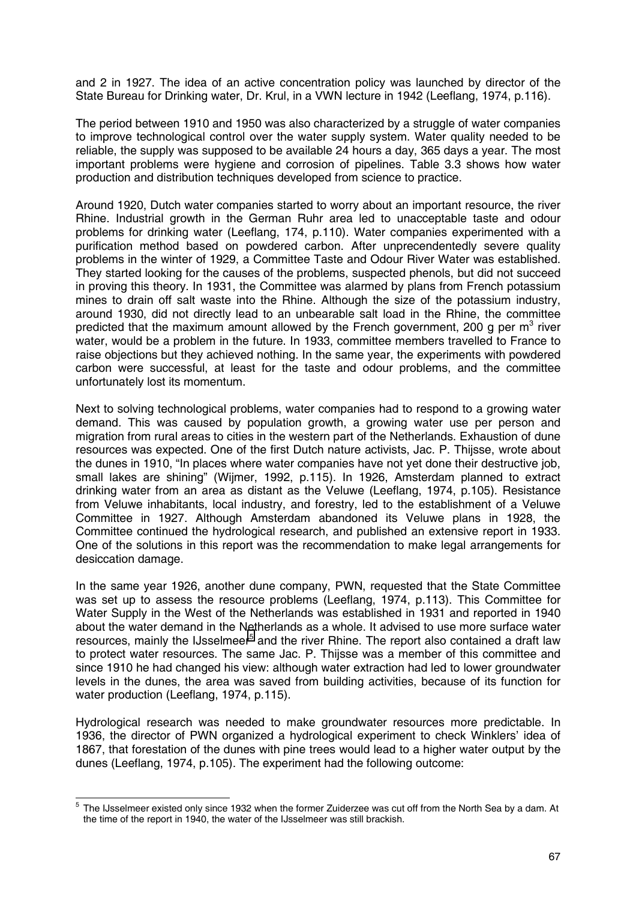and 2 in 1927. The idea of an active concentration policy was launched by director of the State Bureau for Drinking water, Dr. Krul, in a VWN lecture in 1942 (Leeflang, 1974, p.116).

The period between 1910 and 1950 was also characterized by a struggle of water companies to improve technological control over the water supply system. Water quality needed to be reliable, the supply was supposed to be available 24 hours a day, 365 days a year. The most important problems were hygiene and corrosion of pipelines. Table 3.3 shows how water production and distribution techniques developed from science to practice.

Around 1920, Dutch water companies started to worry about an important resource, the river Rhine. Industrial growth in the German Ruhr area led to unacceptable taste and odour problems for drinking water (Leeflang, 174, p.110). Water companies experimented with a purification method based on powdered carbon. After unprecendentedly severe quality problems in the winter of 1929, a Committee Taste and Odour River Water was established. They started looking for the causes of the problems, suspected phenols, but did not succeed in proving this theory. In 1931, the Committee was alarmed by plans from French potassium mines to drain off salt waste into the Rhine. Although the size of the potassium industry, around 1930, did not directly lead to an unbearable salt load in the Rhine, the committee predicted that the maximum amount allowed by the French government, 200 g per $m^3$ river water, would be a problem in the future. In 1933, committee members travelled to France to raise objections but they achieved nothing. In the same year, the experiments with powdered carbon were successful, at least for the taste and odour problems, and the committee unfortunately lost its momentum.

Next to solving technological problems, water companies had to respond to a growing water demand. This was caused by population growth, a growing water use per person and migration from rural areas to cities in the western part of the Netherlands. Exhaustion of dune resources was expected. One of the first Dutch nature activists, Jac. P. Thijsse, wrote about the dunes in 1910, “In places where water companies have not yet done their destructive job, small lakes are shining” (Wijmer, 1992, p.115). In 1926, Amsterdam planned to extract drinking water from an area as distant as the Veluwe (Leeflang, 1974, p.105). Resistance from Veluwe inhabitants, local industry, and forestry, led to the establishment of a Veluwe Committee in 1927. Although Amsterdam abandoned its Veluwe plans in 1928, the Committee continued the hydrological research, and published an extensive report in 1933. One of the solutions in this report was the recommendation to make legal arrangements for desiccation damage.

In the same year 1926, another dune company, PWN, requested that the State Committee was set up to assess the resource problems (Leeflang, 1974, p.113). This Committee for Water Supply in the West of the Netherlands was established in 1931 and reported in 1940 about the water demand in the Netherlands as a whole. It advised to use more surface water resources, mainly the IJsselmeer[5] and the river Rhine. The report also contained a draft law to protect water resources. The same Jac. P. Thijsse was a member of this committee and since 1910 he had changed his view: although water extraction had led to lower groundwater levels in the dunes, the area was saved from building activities, because of its function for water production (Leeflang, 1974, p.115).

Hydrological research was needed to make groundwater resources more predictable. In 1936, the director of PWN organized a hydrological experiment to check Winklers' idea of 1867, that forestation of the dunes with pine trees would lead to a higher water output by the dunes (Leeflang, 1974, p.105). The experiment had the following outcome:

---

[5] The IJsselmeer existed only since 1932 when the former Zuiderzee was cut off from the North Sea by a dam. At the time of the report in 1940, the water of the IJsselmeer was still brackish.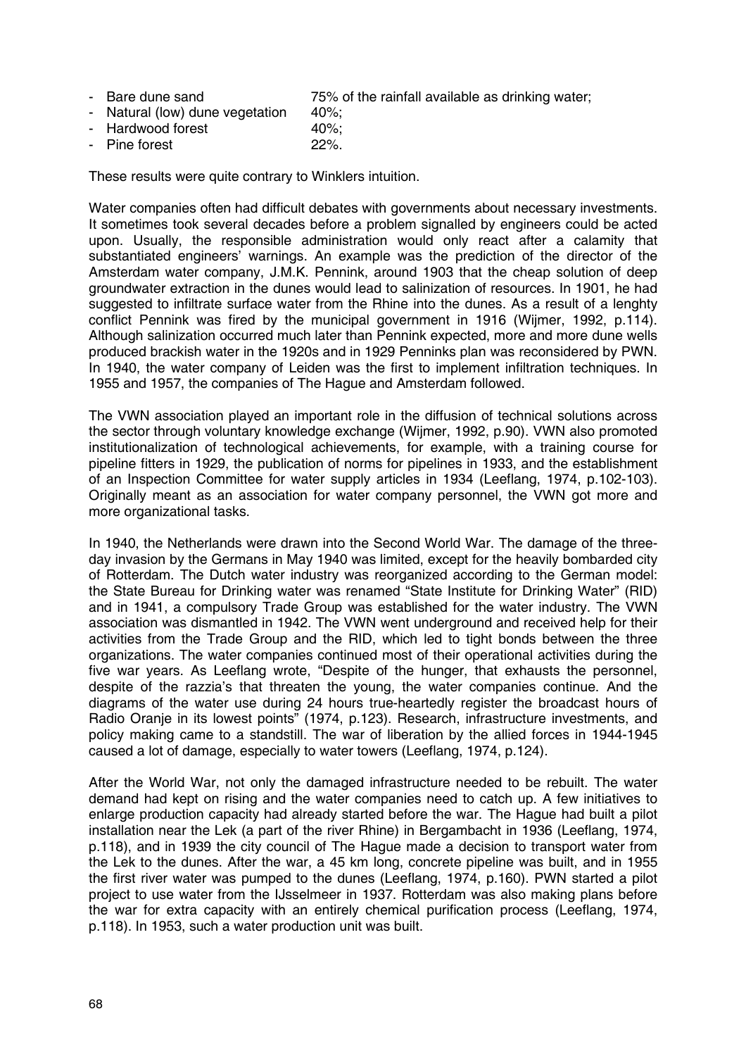- Bare dune sand 75% of the rainfall available as drinking water;
- Natural (low) dune vegetation 40%;
- Hardwood forest 40%;
- Pine forest 22%.

These results were quite contrary to Winklers intuition.

Water companies often had difficult debates with governments about necessary investments. It sometimes took several decades before a problem signalled by engineers could be acted upon. Usually, the responsible administration would only react after a calamity that substantiated engineers' warnings. An example was the prediction of the director of the Amsterdam water company, J.M.K. Pennink, around 1903 that the cheap solution of deep groundwater extraction in the dunes would lead to salinization of resources. In 1901, he had suggested to infiltrate surface water from the Rhine into the dunes. As a result of a lenghty conflict Pennink was fired by the municipal government in 1916 (Wijmer, 1992, p.114). Although salinization occurred much later than Pennink expected, more and more dune wells produced brackish water in the 1920s and in 1929 Penninks plan was reconsidered by PWN. In 1940, the water company of Leiden was the first to implement infiltration techniques. In 1955 and 1957, the companies of The Hague and Amsterdam followed.

The VWN association played an important role in the diffusion of technical solutions across the sector through voluntary knowledge exchange (Wijmer, 1992, p.90). VWN also promoted institutionalization of technological achievements, for example, with a training course for pipeline fitters in 1929, the publication of norms for pipelines in 1933, and the establishment of an Inspection Committee for water supply articles in 1934 (Leeflang, 1974, p.102-103). Originally meant as an association for water company personnel, the VWN got more and more organizational tasks.

In 1940, the Netherlands were drawn into the Second World War. The damage of the three-day invasion by the Germans in May 1940 was limited, except for the heavily bombarded city of Rotterdam. The Dutch water industry was reorganized according to the German model: the State Bureau for Drinking water was renamed "State Institute for Drinking Water" (RID) and in 1941, a compulsory Trade Group was established for the water industry. The VWN association was dismantled in 1942. The VWN went underground and received help for their activities from the Trade Group and the RID, which led to tight bonds between the three organizations. The water companies continued most of their operational activities during the five war years. As Leeflang wrote, "Despite of the hunger, that exhausts the personnel, despite of the razzia's that threaten the young, the water companies continue. And the diagrams of the water use during 24 hours true-heartedly register the broadcast hours of Radio Oranje in its lowest points" (1974, p.123). Research, infrastructure investments, and policy making came to a standstill. The war of liberation by the allied forces in 1944-1945 caused a lot of damage, especially to water towers (Leeflang, 1974, p.124).

After the World War, not only the damaged infrastructure needed to be rebuilt. The water demand had kept on rising and the water companies need to catch up. A few initiatives to enlarge production capacity had already started before the war. The Hague had built a pilot installation near the Lek (a part of the river Rhine) in Bergambacht in 1936 (Leeflang, 1974, p.118), and in 1939 the city council of The Hague made a decision to transport water from the Lek to the dunes. After the war, a 45 km long, concrete pipeline was built, and in 1955 the first river water was pumped to the dunes (Leeflang, 1974, p.160). PWN started a pilot project to use water from the IJsselmeer in 1937. Rotterdam was also making plans before the war for extra capacity with an entirely chemical purification process (Leeflang, 1974, p.118). In 1953, such a water production unit was built.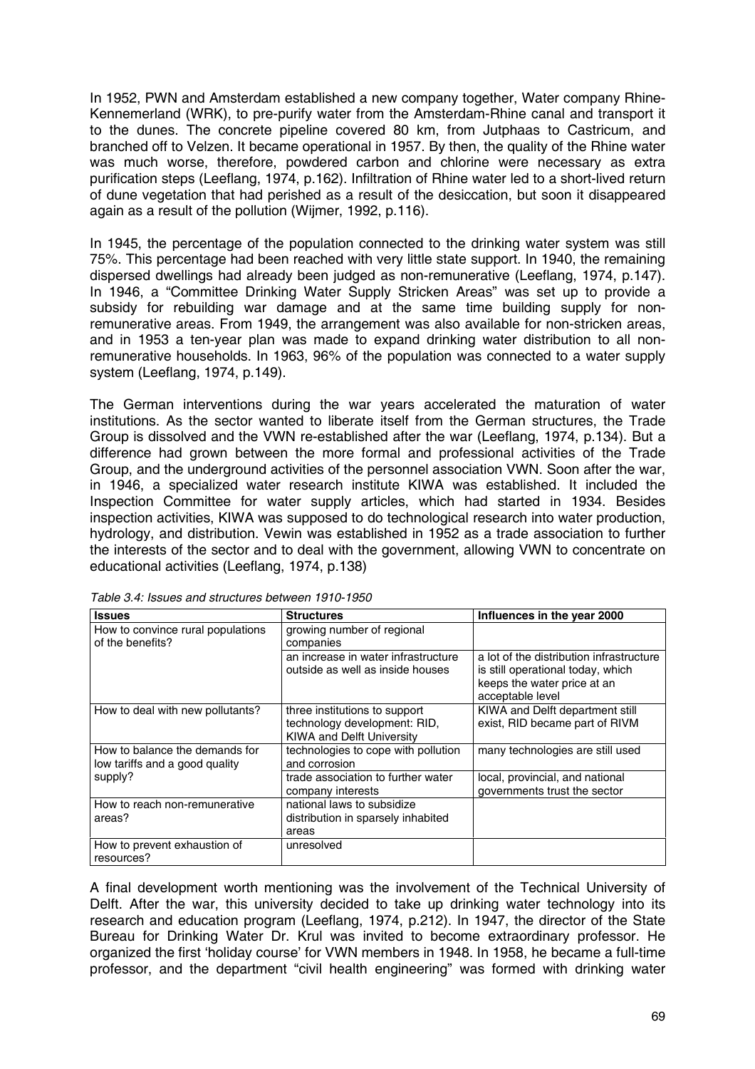In 1952, PWN and Amsterdam established a new company together, Water company Rhine-Kennemerland (WRK), to pre-purify water from the Amsterdam-Rhine canal and transport it to the dunes. The concrete pipeline covered 80 km, from Jutphaas to Castricum, and branched off to Velzen. It became operational in 1957. By then, the quality of the Rhine water was much worse, therefore, powdered carbon and chlorine were necessary as extra purification steps (Leeflang, 1974, p.162). Infiltration of Rhine water led to a short-lived return of dune vegetation that had perished as a result of the desiccation, but soon it disappeared again as a result of the pollution (Wijmer, 1992, p.116).

In 1945, the percentage of the population connected to the drinking water system was still 75%. This percentage had been reached with very little state support. In 1940, the remaining dispersed dwellings had already been judged as non-remunerative (Leeflang, 1974, p.147). In 1946, a "Committee Drinking Water Supply Stricken Areas" was set up to provide a subsidy for rebuilding war damage and at the same time building supply for non-remunerative areas. From 1949, the arrangement was also available for non-stricken areas, and in 1953 a ten-year plan was made to expand drinking water distribution to all non-remunerative households. In 1963, 96% of the population was connected to a water supply system (Leeflang, 1974, p.149).

The German interventions during the war years accelerated the maturation of water institutions. As the sector wanted to liberate itself from the German structures, the Trade Group is dissolved and the VWN re-established after the war (Leeflang, 1974, p.134). But a difference had grown between the more formal and professional activities of the Trade Group, and the underground activities of the personnel association VWN. Soon after the war, in 1946, a specialized water research institute KIWA was established. It included the Inspection Committee for water supply articles, which had started in 1934. Besides inspection activities, KIWA was supposed to do technological research into water production, hydrology, and distribution. Vewin was established in 1952 as a trade association to further the interests of the sector and to deal with the government, allowing VWN to concentrate on educational activities (Leeflang, 1974, p.138)

*Table 3.4: Issues and structures between 1910-1950*

| Issues | Structures | Influences in the year 2000 |
|---|---|---|
| How to convince rural populations of the benefits? | growing number of regional companies | |
| | an increase in water infrastructure outside as well as inside houses | a lot of the distribution infrastructure is still operational today, which keeps the water price at an acceptable level |
| How to deal with new pollutants? | three institutions to support technology development: RID, KIWA and Delft University | KIWA and Delft department still exist, RID became part of RIVM |
| How to balance the demands for low tariffs and a good quality supply? | technologies to cope with pollution and corrosion | many technologies are still used |
| | trade association to further water company interests | local, provincial, and national governments trust the sector |
| How to reach non-remunerative areas? | national laws to subsidize distribution in sparsely inhabited areas | |
| How to prevent exhaustion of resources? | unresolved | |

A final development worth mentioning was the involvement of the Technical University of Delft. After the war, this university decided to take up drinking water technology into its research and education program (Leeflang, 1974, p.212). In 1947, the director of the State Bureau for Drinking Water Dr. Krul was invited to become extraordinary professor. He organized the first 'holiday course' for VWN members in 1948. In 1958, he became a full-time professor, and the department "civil health engineering" was formed with drinking water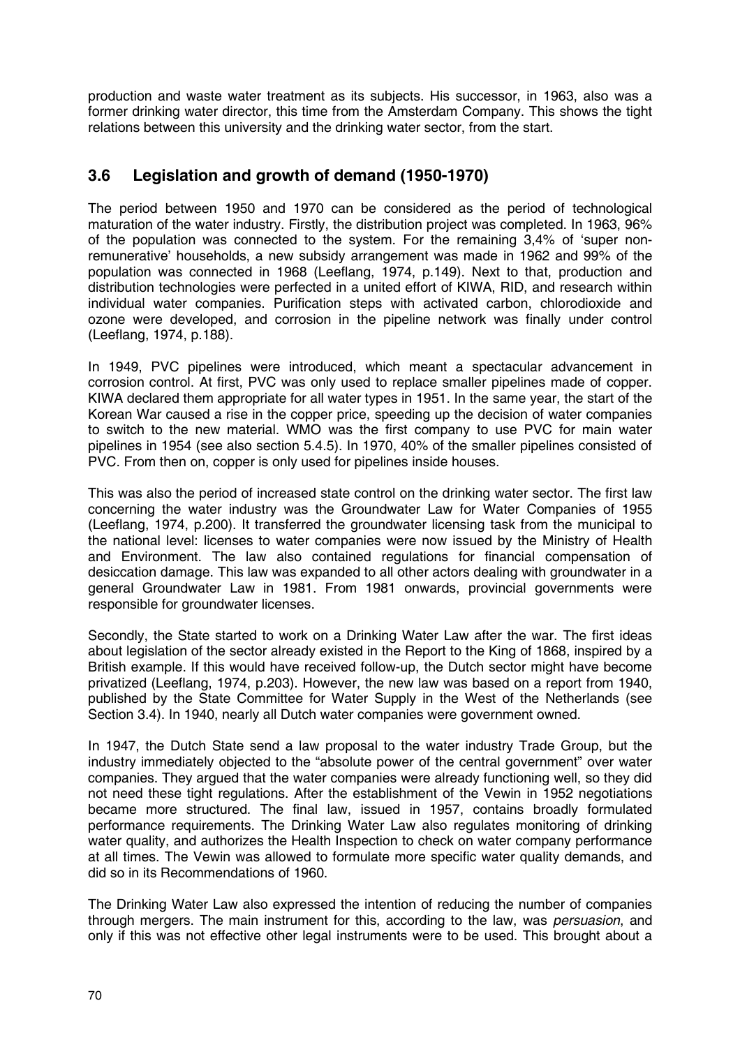production and waste water treatment as its subjects. His successor, in 1963, also was a former drinking water director, this time from the Amsterdam Company. This shows the tight relations between this university and the drinking water sector, from the start.

## 3.6 Legislation and growth of demand (1950-1970)

The period between 1950 and 1970 can be considered as the period of technological maturation of the water industry. Firstly, the distribution project was completed. In 1963, 96% of the population was connected to the system. For the remaining 3,4% of 'super non-remunerative' households, a new subsidy arrangement was made in 1962 and 99% of the population was connected in 1968 (Leeflang, 1974, p.149). Next to that, production and distribution technologies were perfected in a united effort of KIWA, RID, and research within individual water companies. Purification steps with activated carbon, chlorodioxide and ozone were developed, and corrosion in the pipeline network was finally under control (Leeflang, 1974, p.188).

In 1949, PVC pipelines were introduced, which meant a spectacular advancement in corrosion control. At first, PVC was only used to replace smaller pipelines made of copper. KIWA declared them appropriate for all water types in 1951. In the same year, the start of the Korean War caused a rise in the copper price, speeding up the decision of water companies to switch to the new material. WMO was the first company to use PVC for main water pipelines in 1954 (see also section 5.4.5). In 1970, 40% of the smaller pipelines consisted of PVC. From then on, copper is only used for pipelines inside houses.

This was also the period of increased state control on the drinking water sector. The first law concerning the water industry was the Groundwater Law for Water Companies of 1955 (Leeflang, 1974, p.200). It transferred the groundwater licensing task from the municipal to the national level: licenses to water companies were now issued by the Ministry of Health and Environment. The law also contained regulations for financial compensation of desiccation damage. This law was expanded to all other actors dealing with groundwater in a general Groundwater Law in 1981. From 1981 onwards, provincial governments were responsible for groundwater licenses.

Secondly, the State started to work on a Drinking Water Law after the war. The first ideas about legislation of the sector already existed in the Report to the King of 1868, inspired by a British example. If this would have received follow-up, the Dutch sector might have become privatized (Leeflang, 1974, p.203). However, the new law was based on a report from 1940, published by the State Committee for Water Supply in the West of the Netherlands (see Section 3.4). In 1940, nearly all Dutch water companies were government owned.

In 1947, the Dutch State send a law proposal to the water industry Trade Group, but the industry immediately objected to the "absolute power of the central government" over water companies. They argued that the water companies were already functioning well, so they did not need these tight regulations. After the establishment of the Vewin in 1952 negotiations became more structured. The final law, issued in 1957, contains broadly formulated performance requirements. The Drinking Water Law also regulates monitoring of drinking water quality, and authorizes the Health Inspection to check on water company performance at all times. The Vewin was allowed to formulate more specific water quality demands, and did so in its Recommendations of 1960.

The Drinking Water Law also expressed the intention of reducing the number of companies through mergers. The main instrument for this, according to the law, was *persuasion*, and only if this was not effective other legal instruments were to be used. This brought about a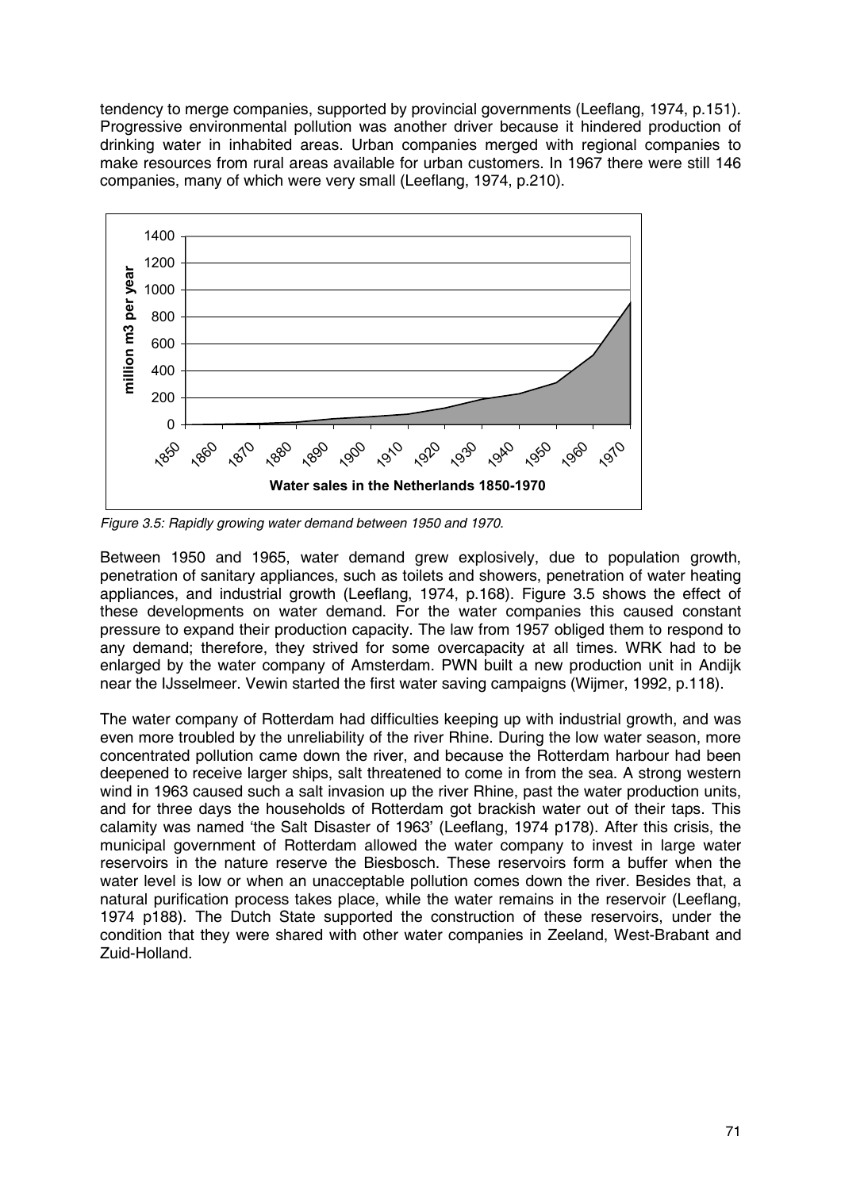tendency to merge companies, supported by provincial governments (Leeflang, 1974, p.151). Progressive environmental pollution was another driver because it hindered production of drinking water in inhabited areas. Urban companies merged with regional companies to make resources from rural areas available for urban customers. In 1967 there were still 146 companies, many of which were very small (Leeflang, 1974, p.210).

*Figure 3.5: Rapidly growing water demand between 1950 and 1970.*

Between 1950 and 1965, water demand grew explosively, due to population growth, penetration of sanitary appliances, such as toilets and showers, penetration of water heating appliances, and industrial growth (Leeflang, 1974, p.168). Figure 3.5 shows the effect of these developments on water demand. For the water companies this caused constant pressure to expand their production capacity. The law from 1957 obliged them to respond to any demand; therefore, they strived for some overcapacity at all times. WRK had to be enlarged by the water company of Amsterdam. PWN built a new production unit in Andijk near the IJsselmeer. Vewin started the first water saving campaigns (Wijmer, 1992, p.118).

The water company of Rotterdam had difficulties keeping up with industrial growth, and was even more troubled by the unreliability of the river Rhine. During the low water season, more concentrated pollution came down the river, and because the Rotterdam harbour had been deepened to receive larger ships, salt threatened to come in from the sea. A strong western wind in 1963 caused such a salt invasion up the river Rhine, past the water production units, and for three days the households of Rotterdam got brackish water out of their taps. This calamity was named 'the Salt Disaster of 1963' (Leeflang, 1974 p178). After this crisis, the municipal government of Rotterdam allowed the water company to invest in large water reservoirs in the nature reserve the Biesbosch. These reservoirs form a buffer when the water level is low or when an unacceptable pollution comes down the river. Besides that, a natural purification process takes place, while the water remains in the reservoir (Leeflang, 1974 p188). The Dutch State supported the construction of these reservoirs, under the condition that they were shared with other water companies in Zeeland, West-Brabant and Zuid-Holland.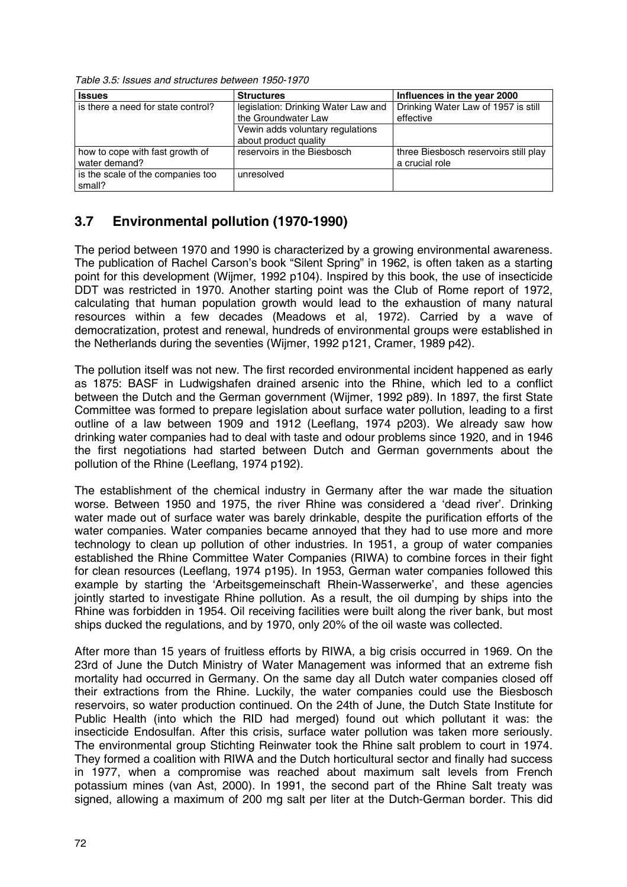*Table 3.5: Issues and structures between 1950-1970*

| Issues | Structures | Influences in the year 2000 |
|---|---|---|
| is there a need for state control? | legislation: Drinking Water Law and the Groundwater Law | Drinking Water Law of 1957 is still effective |
| | Vewin adds voluntary regulations about product quality | |
| how to cope with fast growth of water demand? | reservoirs in the Biesbosch | three Biesbosch reservoirs still play a crucial role |
| is the scale of the companies too small? | unresolved | |

## 3.7 Environmental pollution (1970-1990)

The period between 1970 and 1990 is characterized by a growing environmental awareness. The publication of Rachel Carson's book "Silent Spring" in 1962, is often taken as a starting point for this development (Wijmer, 1992 p104). Inspired by this book, the use of insecticide DDT was restricted in 1970. Another starting point was the Club of Rome report of 1972, calculating that human population growth would lead to the exhaustion of many natural resources within a few decades (Meadows et al, 1972). Carried by a wave of democratization, protest and renewal, hundreds of environmental groups were established in the Netherlands during the seventies (Wijmer, 1992 p121, Cramer, 1989 p42).

The pollution itself was not new. The first recorded environmental incident happened as early as 1875: BASF in Ludwigshafen drained arsenic into the Rhine, which led to a conflict between the Dutch and the German government (Wijmer, 1992 p89). In 1897, the first State Committee was formed to prepare legislation about surface water pollution, leading to a first outline of a law between 1909 and 1912 (Leeflang, 1974 p203). We already saw how drinking water companies had to deal with taste and odour problems since 1920, and in 1946 the first negotiations had started between Dutch and German governments about the pollution of the Rhine (Leeflang, 1974 p192).

The establishment of the chemical industry in Germany after the war made the situation worse. Between 1950 and 1975, the river Rhine was considered a 'dead river'. Drinking water made out of surface water was barely drinkable, despite the purification efforts of the water companies. Water companies became annoyed that they had to use more and more technology to clean up pollution of other industries. In 1951, a group of water companies established the Rhine Committee Water Companies (RIWA) to combine forces in their fight for clean resources (Leeflang, 1974 p195). In 1953, German water companies followed this example by starting the 'Arbeitsgemeinschaft Rhein-Wasserwerke', and these agencies jointly started to investigate Rhine pollution. As a result, the oil dumping by ships into the Rhine was forbidden in 1954. Oil receiving facilities were built along the river bank, but most ships ducked the regulations, and by 1970, only 20% of the oil waste was collected.

After more than 15 years of fruitless efforts by RIWA, a big crisis occurred in 1969. On the 23rd of June the Dutch Ministry of Water Management was informed that an extreme fish mortality had occurred in Germany. On the same day all Dutch water companies closed off their extractions from the Rhine. Luckily, the water companies could use the Biesbosch reservoirs, so water production continued. On the 24th of June, the Dutch State Institute for Public Health (into which the RID had merged) found out which pollutant it was: the insecticide Endosulfan. After this crisis, surface water pollution was taken more seriously. The environmental group Stichting Reinwater took the Rhine salt problem to court in 1974. They formed a coalition with RIWA and the Dutch horticultural sector and finally had success in 1977, when a compromise was reached about maximum salt levels from French potassium mines (van Ast, 2000). In 1991, the second part of the Rhine Salt treaty was signed, allowing a maximum of 200 mg salt per liter at the Dutch-German border. This did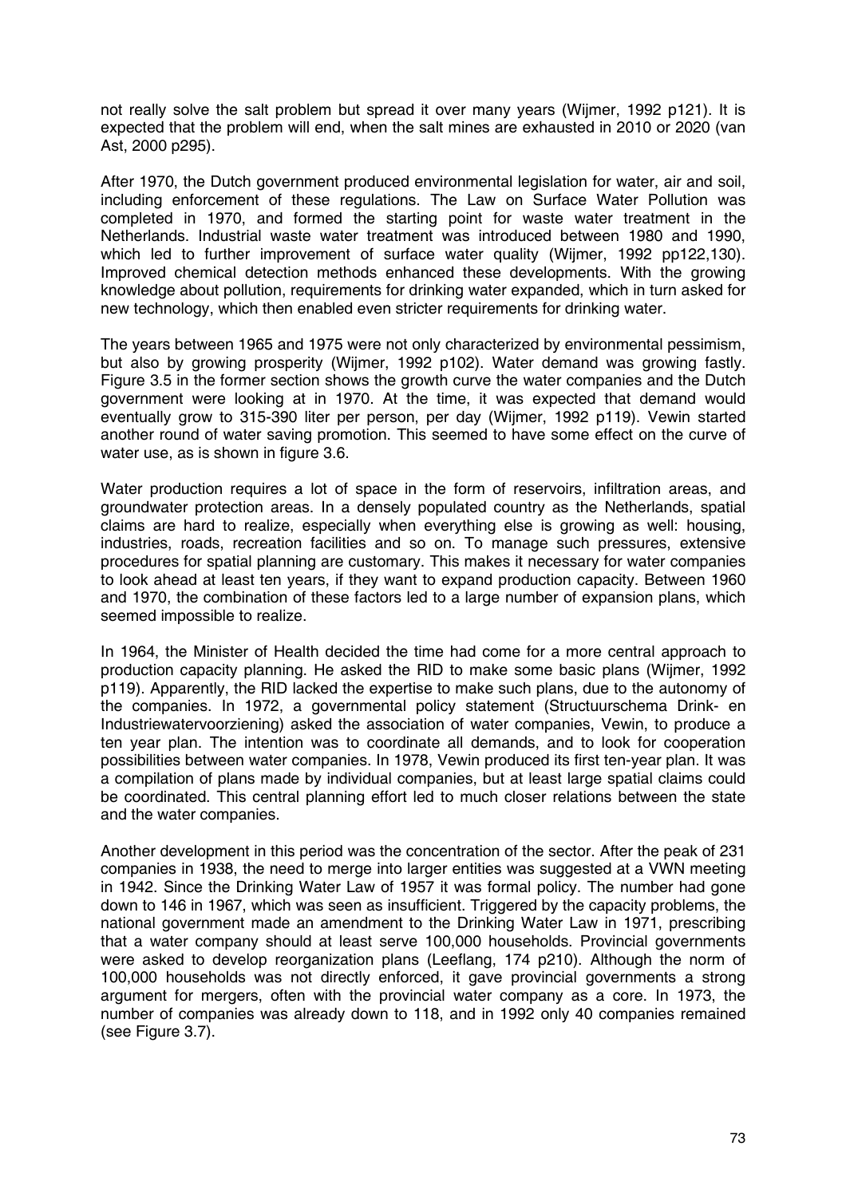not really solve the salt problem but spread it over many years (Wijmer, 1992 p121). It is expected that the problem will end, when the salt mines are exhausted in 2010 or 2020 (van Ast, 2000 p295).

After 1970, the Dutch government produced environmental legislation for water, air and soil, including enforcement of these regulations. The Law on Surface Water Pollution was completed in 1970, and formed the starting point for waste water treatment in the Netherlands. Industrial waste water treatment was introduced between 1980 and 1990, which led to further improvement of surface water quality (Wijmer, 1992 pp122,130). Improved chemical detection methods enhanced these developments. With the growing knowledge about pollution, requirements for drinking water expanded, which in turn asked for new technology, which then enabled even stricter requirements for drinking water.

The years between 1965 and 1975 were not only characterized by environmental pessimism, but also by growing prosperity (Wijmer, 1992 p102). Water demand was growing fastly. Figure 3.5 in the former section shows the growth curve the water companies and the Dutch government were looking at in 1970. At the time, it was expected that demand would eventually grow to 315-390 liter per person, per day (Wijmer, 1992 p119). Vewin started another round of water saving promotion. This seemed to have some effect on the curve of water use, as is shown in figure 3.6.

Water production requires a lot of space in the form of reservoirs, infiltration areas, and groundwater protection areas. In a densely populated country as the Netherlands, spatial claims are hard to realize, especially when everything else is growing as well: housing, industries, roads, recreation facilities and so on. To manage such pressures, extensive procedures for spatial planning are customary. This makes it necessary for water companies to look ahead at least ten years, if they want to expand production capacity. Between 1960 and 1970, the combination of these factors led to a large number of expansion plans, which seemed impossible to realize.

In 1964, the Minister of Health decided the time had come for a more central approach to production capacity planning. He asked the RID to make some basic plans (Wijmer, 1992 p119). Apparently, the RID lacked the expertise to make such plans, due to the autonomy of the companies. In 1972, a governmental policy statement (Structuurschema Drink- en Industriewatervoorziening) asked the association of water companies, Vewin, to produce a ten year plan. The intention was to coordinate all demands, and to look for cooperation possibilities between water companies. In 1978, Vewin produced its first ten-year plan. It was a compilation of plans made by individual companies, but at least large spatial claims could be coordinated. This central planning effort led to much closer relations between the state and the water companies.

Another development in this period was the concentration of the sector. After the peak of 231 companies in 1938, the need to merge into larger entities was suggested at a VWN meeting in 1942. Since the Drinking Water Law of 1957 it was formal policy. The number had gone down to 146 in 1967, which was seen as insufficient. Triggered by the capacity problems, the national government made an amendment to the Drinking Water Law in 1971, prescribing that a water company should at least serve 100,000 households. Provincial governments were asked to develop reorganization plans (Leeflang, 174 p210). Although the norm of 100,000 households was not directly enforced, it gave provincial governments a strong argument for mergers, often with the provincial water company as a core. In 1973, the number of companies was already down to 118, and in 1992 only 40 companies remained (see Figure 3.7).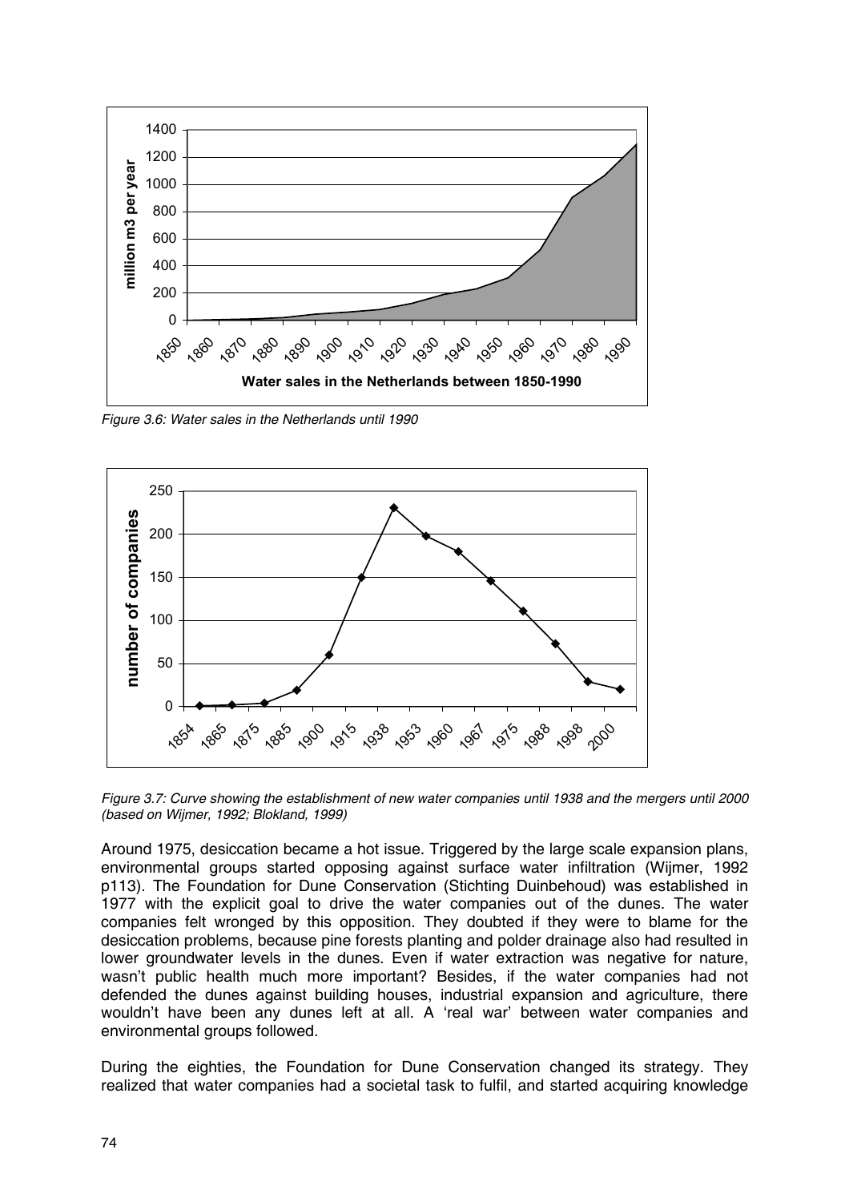*Figure 3.6: Water sales in the Netherlands until 1990*

*Figure 3.7: Curve showing the establishment of new water companies until 1938 and the mergers until 2000 (based on Wijmer, 1992; Blokland, 1999)*

Around 1975, desiccation became a hot issue. Triggered by the large scale expansion plans, environmental groups started opposing against surface water infiltration (Wijmer, 1992 p113). The Foundation for Dune Conservation (Stichting Duinbehoud) was established in 1977 with the explicit goal to drive the water companies out of the dunes. The water companies felt wronged by this opposition. They doubted if they were to blame for the desiccation problems, because pine forests planting and polder drainage also had resulted in lower groundwater levels in the dunes. Even if water extraction was negative for nature, wasn't public health much more important? Besides, if the water companies had not defended the dunes against building houses, industrial expansion and agriculture, there wouldn't have been any dunes left at all. A 'real war' between water companies and environmental groups followed.

During the eighties, the Foundation for Dune Conservation changed its strategy. They realized that water companies had a societal task to fulfil, and started acquiring knowledge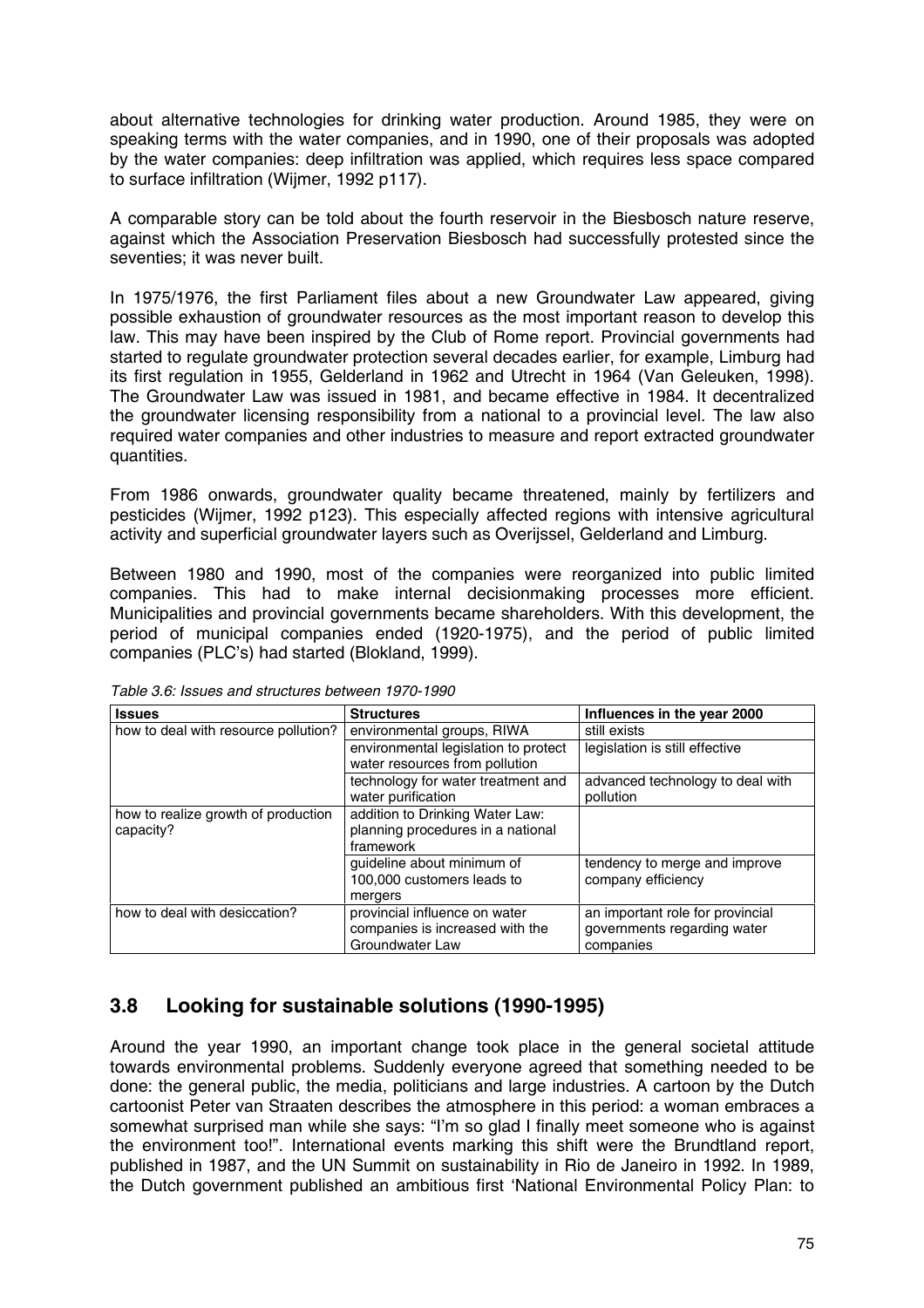about alternative technologies for drinking water production. Around 1985, they were on speaking terms with the water companies, and in 1990, one of their proposals was adopted by the water companies: deep infiltration was applied, which requires less space compared to surface infiltration (Wijmer, 1992 p117).

A comparable story can be told about the fourth reservoir in the Biesbosch nature reserve, against which the Association Preservation Biesbosch had successfully protested since the seventies; it was never built.

In 1975/1976, the first Parliament files about a new Groundwater Law appeared, giving possible exhaustion of groundwater resources as the most important reason to develop this law. This may have been inspired by the Club of Rome report. Provincial governments had started to regulate groundwater protection several decades earlier, for example, Limburg had its first regulation in 1955, Gelderland in 1962 and Utrecht in 1964 (Van Geleuken, 1998). The Groundwater Law was issued in 1981, and became effective in 1984. It decentralized the groundwater licensing responsibility from a national to a provincial level. The law also required water companies and other industries to measure and report extracted groundwater quantities.

From 1986 onwards, groundwater quality became threatened, mainly by fertilizers and pesticides (Wijmer, 1992 p123). This especially affected regions with intensive agricultural activity and superficial groundwater layers such as Overijssel, Gelderland and Limburg.

Between 1980 and 1990, most of the companies were reorganized into public limited companies. This had to make internal decisionmaking processes more efficient. Municipalities and provincial governments became shareholders. With this development, the period of municipal companies ended (1920-1975), and the period of public limited companies (PLC's) had started (Blokland, 1999).

*Table 3.6: Issues and structures between 1970-1990*

| Issues | Structures | Influences in the year 2000 |
|---|---|---|
| how to deal with resource pollution? | environmental groups, RIWA | still exists |
| | environmental legislation to protect water resources from pollution | legislation is still effective |
| | technology for water treatment and water purification | advanced technology to deal with pollution |
| how to realize growth of production capacity? | addition to Drinking Water Law: planning procedures in a national framework | |
| | guideline about minimum of 100,000 customers leads to mergers | tendency to merge and improve company efficiency |
| how to deal with desiccation? | provincial influence on water companies is increased with the Groundwater Law | an important role for provincial governments regarding water companies |

## 3.8 Looking for sustainable solutions (1990-1995)

Around the year 1990, an important change took place in the general societal attitude towards environmental problems. Suddenly everyone agreed that something needed to be done: the general public, the media, politicians and large industries. A cartoon by the Dutch cartoonist Peter van Straaten describes the atmosphere in this period: a woman embraces a somewhat surprised man while she says: "I'm so glad I finally meet someone who is against the environment too!". International events marking this shift were the Brundtland report, published in 1987, and the UN Summit on sustainability in Rio de Janeiro in 1992. In 1989, the Dutch government published an ambitious first 'National Environmental Policy Plan: to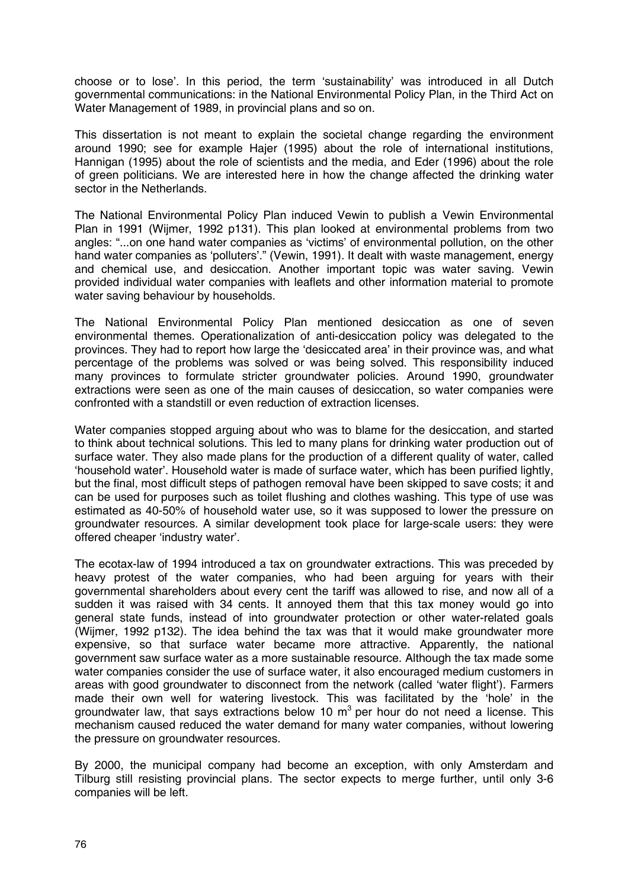choose or to lose'. In this period, the term 'sustainability' was introduced in all Dutch governmental communications: in the National Environmental Policy Plan, in the Third Act on Water Management of 1989, in provincial plans and so on.

This dissertation is not meant to explain the societal change regarding the environment around 1990; see for example Hajer (1995) about the role of international institutions, Hannigan (1995) about the role of scientists and the media, and Eder (1996) about the role of green politicians. We are interested here in how the change affected the drinking water sector in the Netherlands.

The National Environmental Policy Plan induced Vewin to publish a Vewin Environmental Plan in 1991 (Wijmer, 1992 p131). This plan looked at environmental problems from two angles: "...on one hand water companies as 'victims' of environmental pollution, on the other hand water companies as 'polluters'." (Vewin, 1991). It dealt with waste management, energy and chemical use, and desiccation. Another important topic was water saving. Vewin provided individual water companies with leaflets and other information material to promote water saving behaviour by households.

The National Environmental Policy Plan mentioned desiccation as one of seven environmental themes. Operationalization of anti-desiccation policy was delegated to the provinces. They had to report how large the 'desiccated area' in their province was, and what percentage of the problems was solved or was being solved. This responsibility induced many provinces to formulate stricter groundwater policies. Around 1990, groundwater extractions were seen as one of the main causes of desiccation, so water companies were confronted with a standstill or even reduction of extraction licenses.

Water companies stopped arguing about who was to blame for the desiccation, and started to think about technical solutions. This led to many plans for drinking water production out of surface water. They also made plans for the production of a different quality of water, called 'household water'. Household water is made of surface water, which has been purified lightly, but the final, most difficult steps of pathogen removal have been skipped to save costs; it and can be used for purposes such as toilet flushing and clothes washing. This type of use was estimated as 40-50% of household water use, so it was supposed to lower the pressure on groundwater resources. A similar development took place for large-scale users: they were offered cheaper 'industry water'.

The ecotax-law of 1994 introduced a tax on groundwater extractions. This was preceded by heavy protest of the water companies, who had been arguing for years with their governmental shareholders about every cent the tariff was allowed to rise, and now all of a sudden it was raised with 34 cents. It annoyed them that this tax money would go into general state funds, instead of into groundwater protection or other water-related goals (Wijmer, 1992 p132). The idea behind the tax was that it would make groundwater more expensive, so that surface water became more attractive. Apparently, the national government saw surface water as a more sustainable resource. Although the tax made some water companies consider the use of surface water, it also encouraged medium customers in areas with good groundwater to disconnect from the network (called 'water flight'). Farmers made their own well for watering livestock. This was facilitated by the 'hole' in the groundwater law, that says extractions below 10 $m^3$ per hour do not need a license. This mechanism caused reduced the water demand for many water companies, without lowering the pressure on groundwater resources.

By 2000, the municipal company had become an exception, with only Amsterdam and Tilburg still resisting provincial plans. The sector expects to merge further, until only 3-6 companies will be left.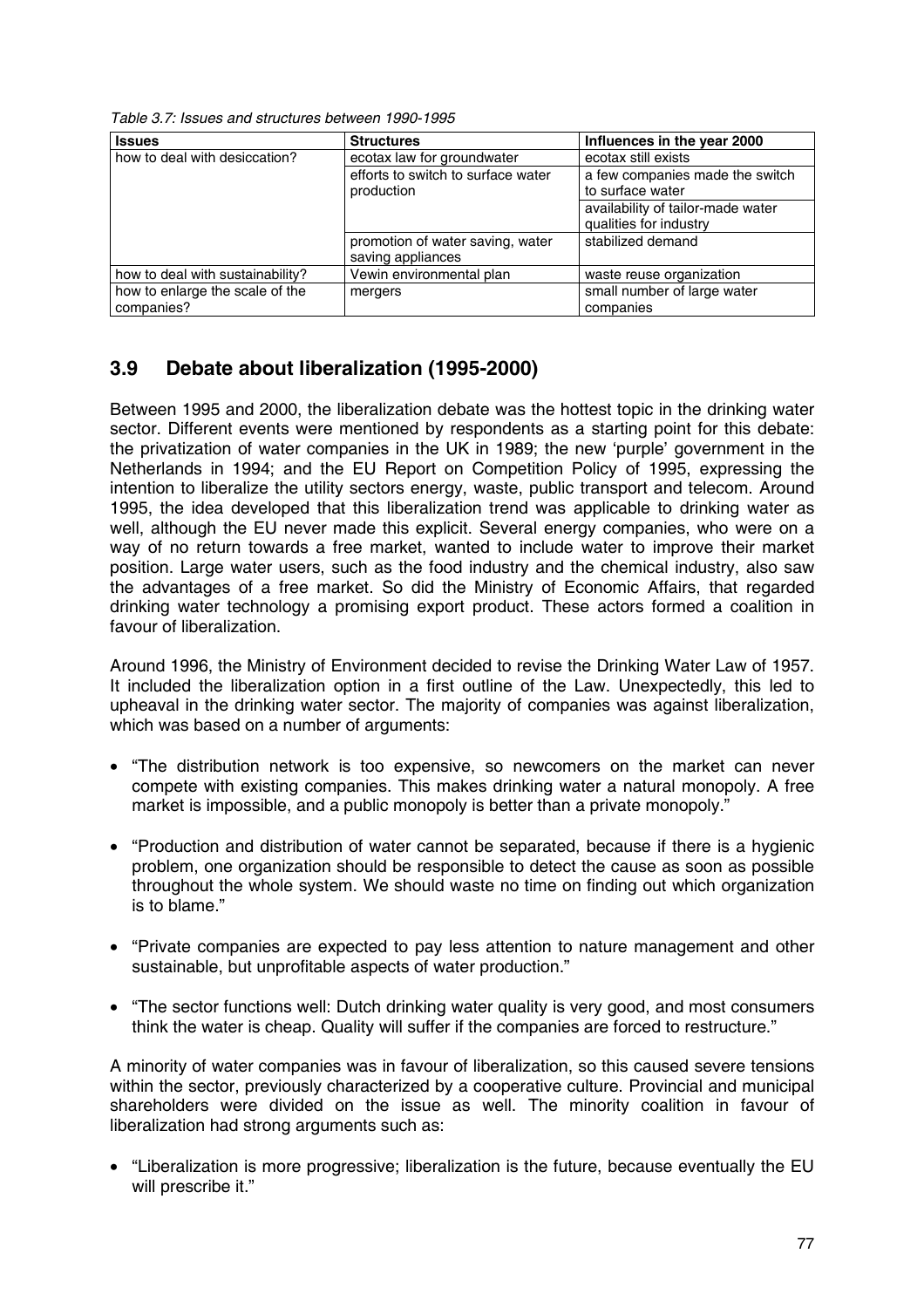*Table 3.7: Issues and structures between 1990-1995*

| Issues | Structures | Influences in the year 2000 |
|---|---|---|
| how to deal with desiccation? | ecotax law for groundwater | ecotax still exists |
| | efforts to switch to surface water production | a few companies made the switch to surface water |
| | | availability of tailor-made water qualities for industry |
| | promotion of water saving, water saving appliances | stabilized demand |
| how to deal with sustainability? | Vewin environmental plan | waste reuse organization |
| how to enlarge the scale of the companies? | mergers | small number of large water companies |

## 3.9 Debate about liberalization (1995-2000)

Between 1995 and 2000, the liberalization debate was the hottest topic in the drinking water sector. Different events were mentioned by respondents as a starting point for this debate: the privatization of water companies in the UK in 1989; the new 'purple' government in the Netherlands in 1994; and the EU Report on Competition Policy of 1995, expressing the intention to liberalize the utility sectors energy, waste, public transport and telecom. Around 1995, the idea developed that this liberalization trend was applicable to drinking water as well, although the EU never made this explicit. Several energy companies, who were on a way of no return towards a free market, wanted to include water to improve their market position. Large water users, such as the food industry and the chemical industry, also saw the advantages of a free market. So did the Ministry of Economic Affairs, that regarded drinking water technology a promising export product. These actors formed a coalition in favour of liberalization.

Around 1996, the Ministry of Environment decided to revise the Drinking Water Law of 1957. It included the liberalization option in a first outline of the Law. Unexpectedly, this led to upheaval in the drinking water sector. The majority of companies was against liberalization, which was based on a number of arguments:

- "The distribution network is too expensive, so newcomers on the market can never compete with existing companies. This makes drinking water a natural monopoly. A free market is impossible, and a public monopoly is better than a private monopoly."
- "Production and distribution of water cannot be separated, because if there is a hygienic problem, one organization should be responsible to detect the cause as soon as possible throughout the whole system. We should waste no time on finding out which organization is to blame."
- "Private companies are expected to pay less attention to nature management and other sustainable, but unprofitable aspects of water production."
- "The sector functions well: Dutch drinking water quality is very good, and most consumers think the water is cheap. Quality will suffer if the companies are forced to restructure."

A minority of water companies was in favour of liberalization, so this caused severe tensions within the sector, previously characterized by a cooperative culture. Provincial and municipal shareholders were divided on the issue as well. The minority coalition in favour of liberalization had strong arguments such as:

- "Liberalization is more progressive; liberalization is the future, because eventually the EU will prescribe it."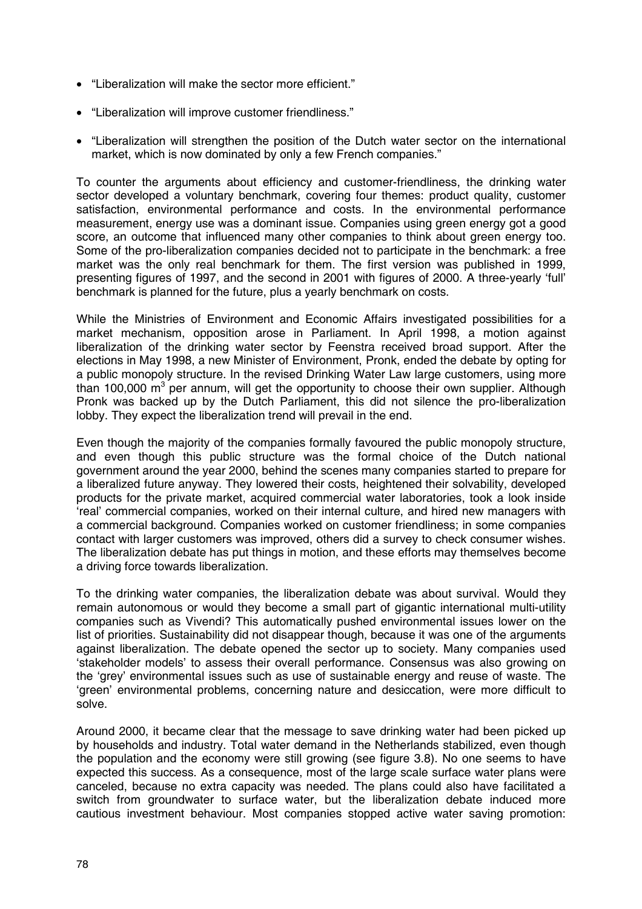- "Liberalization will make the sector more efficient."
- "Liberalization will improve customer friendliness."
- "Liberalization will strengthen the position of the Dutch water sector on the international market, which is now dominated by only a few French companies."

To counter the arguments about efficiency and customer-friendliness, the drinking water sector developed a voluntary benchmark, covering four themes: product quality, customer satisfaction, environmental performance and costs. In the environmental performance measurement, energy use was a dominant issue. Companies using green energy got a good score, an outcome that influenced many other companies to think about green energy too. Some of the pro-liberalization companies decided not to participate in the benchmark: a free market was the only real benchmark for them. The first version was published in 1999, presenting figures of 1997, and the second in 2001 with figures of 2000. A three-yearly 'full' benchmark is planned for the future, plus a yearly benchmark on costs.

While the Ministries of Environment and Economic Affairs investigated possibilities for a market mechanism, opposition arose in Parliament. In April 1998, a motion against liberalization of the drinking water sector by Feenstra received broad support. After the elections in May 1998, a new Minister of Environment, Pronk, ended the debate by opting for a public monopoly structure. In the revised Drinking Water Law large customers, using more than 100,000 $m^3$ per annum, will get the opportunity to choose their own supplier. Although Pronk was backed up by the Dutch Parliament, this did not silence the pro-liberalization lobby. They expect the liberalization trend will prevail in the end.

Even though the majority of the companies formally favoured the public monopoly structure, and even though this public structure was the formal choice of the Dutch national government around the year 2000, behind the scenes many companies started to prepare for a liberalized future anyway. They lowered their costs, heightened their solvability, developed products for the private market, acquired commercial water laboratories, took a look inside 'real' commercial companies, worked on their internal culture, and hired new managers with a commercial background. Companies worked on customer friendliness; in some companies contact with larger customers was improved, others did a survey to check consumer wishes. The liberalization debate has put things in motion, and these efforts may themselves become a driving force towards liberalization.

To the drinking water companies, the liberalization debate was about survival. Would they remain autonomous or would they become a small part of gigantic international multi-utility companies such as Vivendi? This automatically pushed environmental issues lower on the list of priorities. Sustainability did not disappear though, because it was one of the arguments against liberalization. The debate opened the sector up to society. Many companies used 'stakeholder models' to assess their overall performance. Consensus was also growing on the 'grey' environmental issues such as use of sustainable energy and reuse of waste. The 'green' environmental problems, concerning nature and desiccation, were more difficult to solve.

Around 2000, it became clear that the message to save drinking water had been picked up by households and industry. Total water demand in the Netherlands stabilized, even though the population and the economy were still growing (see figure 3.8). No one seems to have expected this success. As a consequence, most of the large scale surface water plans were canceled, because no extra capacity was needed. The plans could also have facilitated a switch from groundwater to surface water, but the liberalization debate induced more cautious investment behaviour. Most companies stopped active water saving promotion: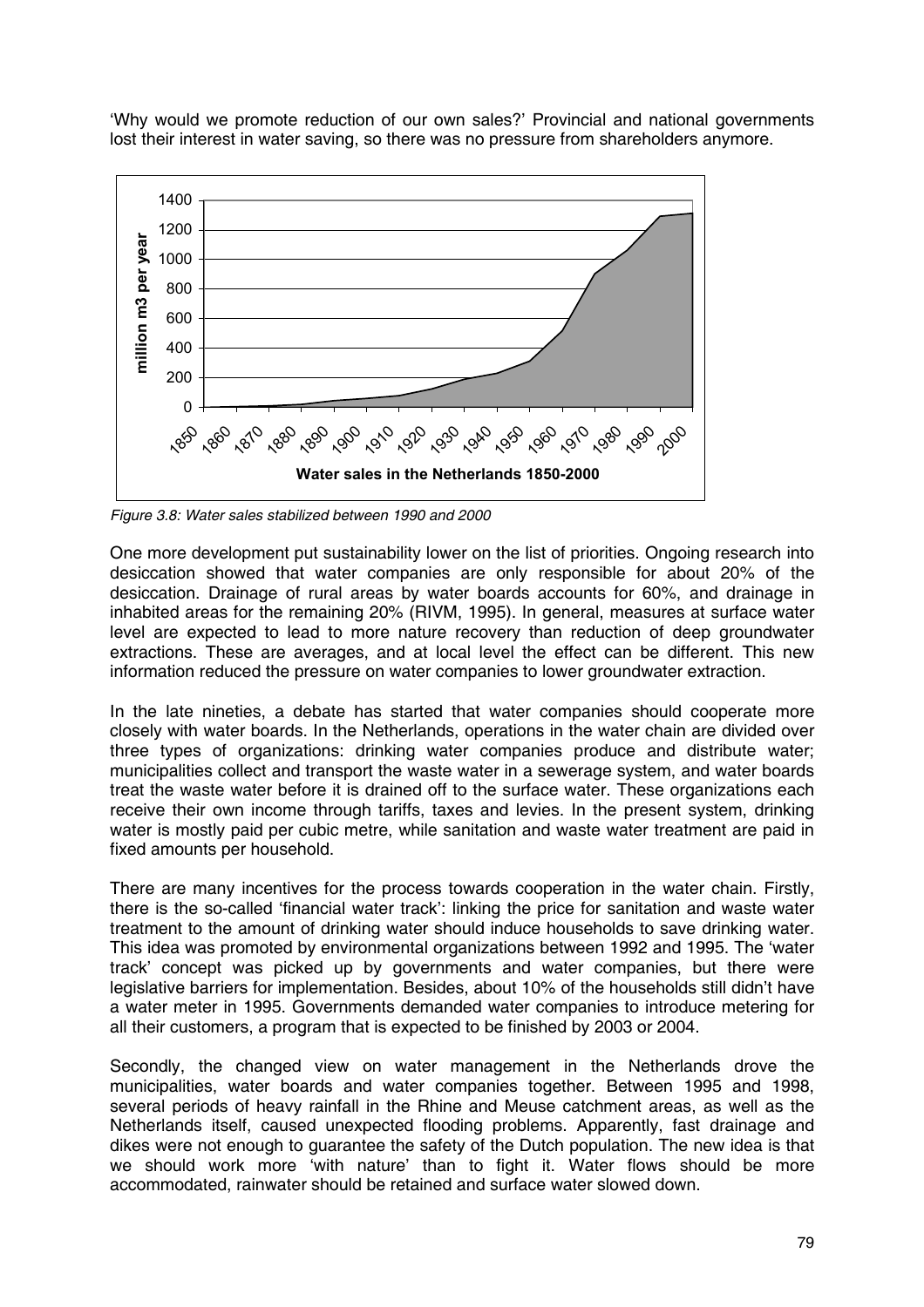'Why would we promote reduction of our own sales?' Provincial and national governments lost their interest in water saving, so there was no pressure from shareholders anymore.

*Figure 3.8: Water sales stabilized between 1990 and 2000*

One more development put sustainability lower on the list of priorities. Ongoing research into desiccation showed that water companies are only responsible for about 20% of the desiccation. Drainage of rural areas by water boards accounts for 60%, and drainage in inhabited areas for the remaining 20% (RIVM, 1995). In general, measures at surface water level are expected to lead to more nature recovery than reduction of deep groundwater extractions. These are averages, and at local level the effect can be different. This new information reduced the pressure on water companies to lower groundwater extraction.

In the late nineties, a debate has started that water companies should cooperate more closely with water boards. In the Netherlands, operations in the water chain are divided over three types of organizations: drinking water companies produce and distribute water; municipalities collect and transport the waste water in a sewerage system, and water boards treat the waste water before it is drained off to the surface water. These organizations each receive their own income through tariffs, taxes and levies. In the present system, drinking water is mostly paid per cubic metre, while sanitation and waste water treatment are paid in fixed amounts per household.

There are many incentives for the process towards cooperation in the water chain. Firstly, there is the so-called 'financial water track': linking the price for sanitation and waste water treatment to the amount of drinking water should induce households to save drinking water. This idea was promoted by environmental organizations between 1992 and 1995. The 'water track' concept was picked up by governments and water companies, but there were legislative barriers for implementation. Besides, about 10% of the households still didn't have a water meter in 1995. Governments demanded water companies to introduce metering for all their customers, a program that is expected to be finished by 2003 or 2004.

Secondly, the changed view on water management in the Netherlands drove the municipalities, water boards and water companies together. Between 1995 and 1998, several periods of heavy rainfall in the Rhine and Meuse catchment areas, as well as the Netherlands itself, caused unexpected flooding problems. Apparently, fast drainage and dikes were not enough to guarantee the safety of the Dutch population. The new idea is that we should work more 'with nature' than to fight it. Water flows should be more accommodated, rainwater should be retained and surface water slowed down.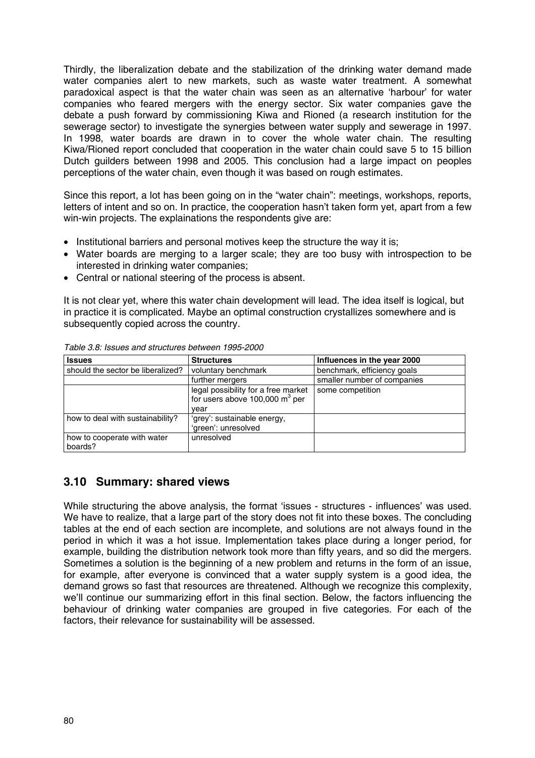Thirdly, the liberalization debate and the stabilization of the drinking water demand made water companies alert to new markets, such as waste water treatment. A somewhat paradoxical aspect is that the water chain was seen as an alternative 'harbour' for water companies who feared mergers with the energy sector. Six water companies gave the debate a push forward by commissioning Kiwa and Rioned (a research institution for the sewerage sector) to investigate the synergies between water supply and sewerage in 1997. In 1998, water boards are drawn in to cover the whole water chain. The resulting Kiwa/Rioned report concluded that cooperation in the water chain could save 5 to 15 billion Dutch guilders between 1998 and 2005. This conclusion had a large impact on peoples perceptions of the water chain, even though it was based on rough estimates.

Since this report, a lot has been going on in the "water chain": meetings, workshops, reports, letters of intent and so on. In practice, the cooperation hasn't taken form yet, apart from a few win-win projects. The explainations the respondents give are:

- Institutional barriers and personal motives keep the structure the way it is;
- Water boards are merging to a larger scale; they are too busy with introspection to be interested in drinking water companies;
- Central or national steering of the process is absent.

It is not clear yet, where this water chain development will lead. The idea itself is logical, but in practice it is complicated. Maybe an optimal construction crystallizes somewhere and is subsequently copied across the country.

*Table 3.8: Issues and structures between 1995-2000*

| Issues | Structures | Influences in the year 2000 |
|---|---|---|
| should the sector be liberalized? | voluntary benchmark | benchmark, efficiency goals |
| | further mergers | smaller number of companies |
| | legal possibility for a free market for users above 100,000 $m^3$ per year | some competition |
| how to deal with sustainability? | 'grey': sustainable energy, 'green': unresolved | |
| how to cooperate with water boards? | unresolved | |

## 3.10 Summary: shared views

While structuring the above analysis, the format 'issues - structures - influences' was used. We have to realize, that a large part of the story does not fit into these boxes. The concluding tables at the end of each section are incomplete, and solutions are not always found in the period in which it was a hot issue. Implementation takes place during a longer period, for example, building the distribution network took more than fifty years, and so did the mergers. Sometimes a solution is the beginning of a new problem and returns in the form of an issue, for example, after everyone is convinced that a water supply system is a good idea, the demand grows so fast that resources are threatened. Although we recognize this complexity, we'll continue our summarizing effort in this final section. Below, the factors influencing the behaviour of drinking water companies are grouped in five categories. For each of the factors, their relevance for sustainability will be assessed.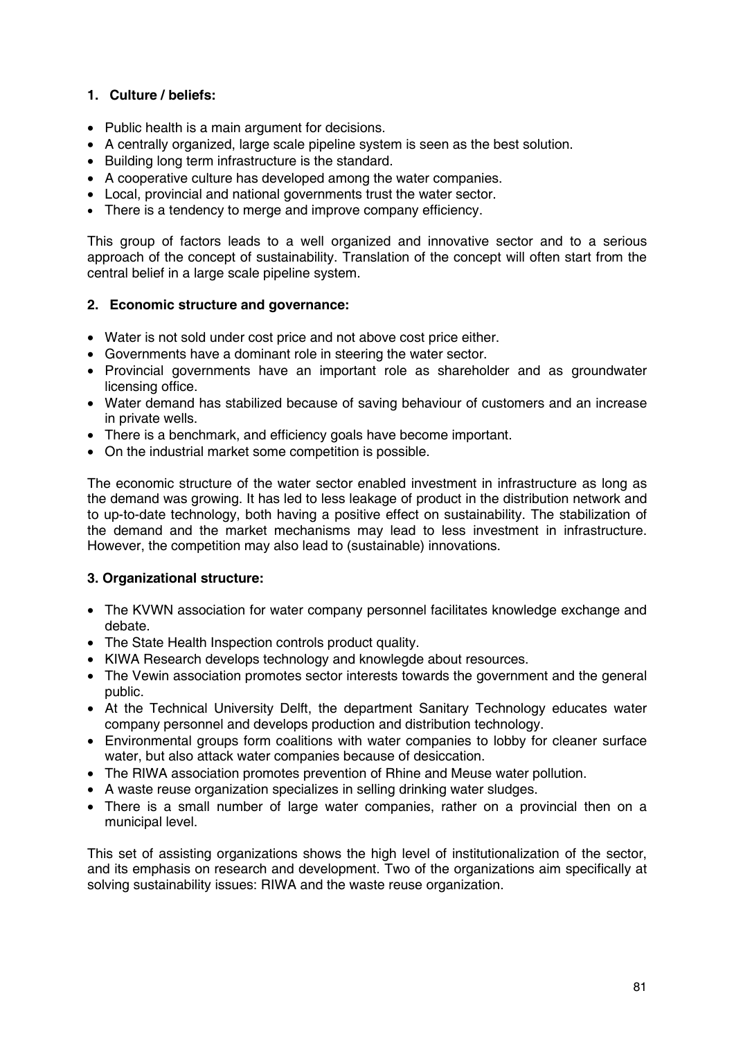**1. Culture / beliefs:**

- Public health is a main argument for decisions.
- A centrally organized, large scale pipeline system is seen as the best solution.
- Building long term infrastructure is the standard.
- A cooperative culture has developed among the water companies.
- Local, provincial and national governments trust the water sector.
- There is a tendency to merge and improve company efficiency.

This group of factors leads to a well organized and innovative sector and to a serious approach of the concept of sustainability. Translation of the concept will often start from the central belief in a large scale pipeline system.

**2. Economic structure and governance:**

- Water is not sold under cost price and not above cost price either.
- Governments have a dominant role in steering the water sector.
- Provincial governments have an important role as shareholder and as groundwater licensing office.
- Water demand has stabilized because of saving behaviour of customers and an increase in private wells.
- There is a benchmark, and efficiency goals have become important.
- On the industrial market some competition is possible.

The economic structure of the water sector enabled investment in infrastructure as long as the demand was growing. It has led to less leakage of product in the distribution network and to up-to-date technology, both having a positive effect on sustainability. The stabilization of the demand and the market mechanisms may lead to less investment in infrastructure. However, the competition may also lead to (sustainable) innovations.

**3. Organizational structure:**

- The KVWN association for water company personnel facilitates knowledge exchange and debate.
- The State Health Inspection controls product quality.
- KIWA Research develops technology and knowlegde about resources.
- The Vewin association promotes sector interests towards the government and the general public.
- At the Technical University Delft, the department Sanitary Technology educates water company personnel and develops production and distribution technology.
- Environmental groups form coalitions with water companies to lobby for cleaner surface water, but also attack water companies because of desiccation.
- The RIWA association promotes prevention of Rhine and Meuse water pollution.
- A waste reuse organization specializes in selling drinking water sludges.
- There is a small number of large water companies, rather on a provincial then on a municipal level.

This set of assisting organizations shows the high level of institutionalization of the sector, and its emphasis on research and development. Two of the organizations aim specifically at solving sustainability issues: RIWA and the waste reuse organization.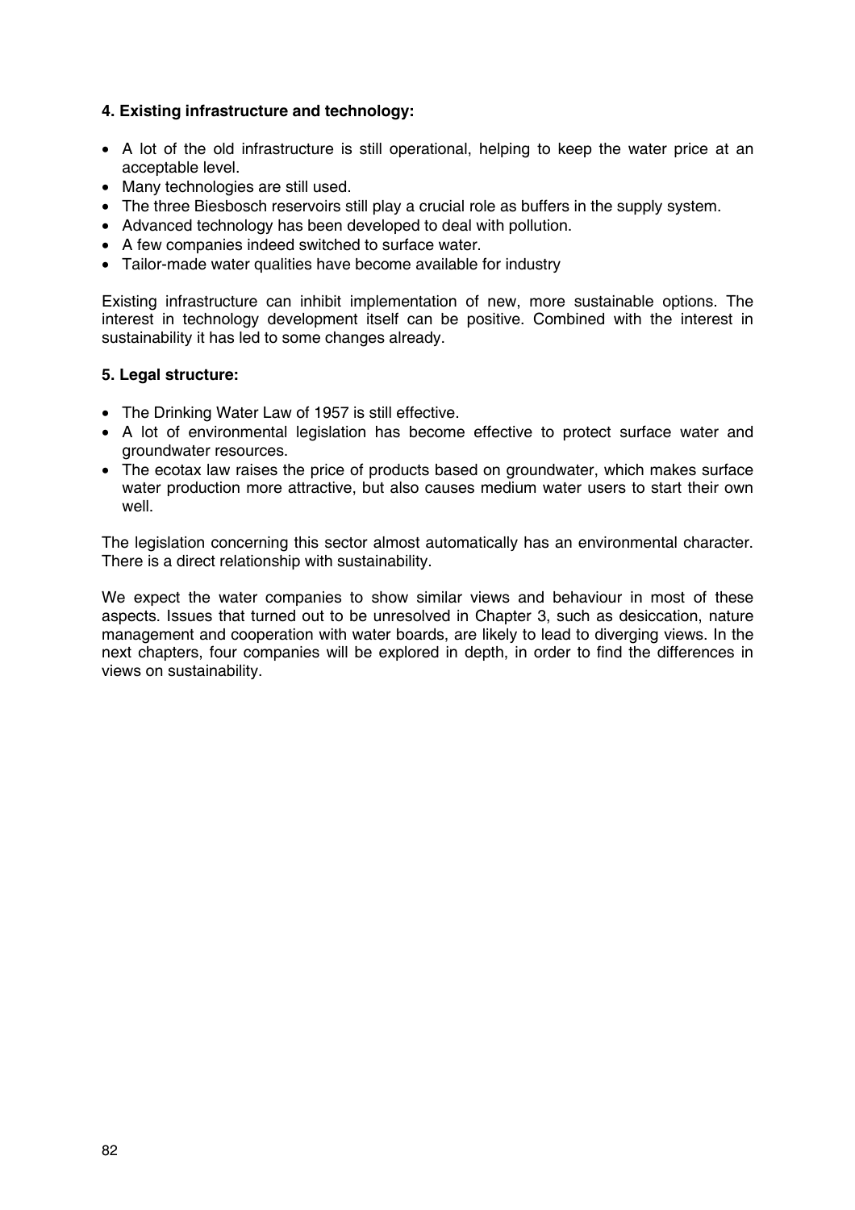**4. Existing infrastructure and technology:**

- A lot of the old infrastructure is still operational, helping to keep the water price at an acceptable level.
- Many technologies are still used.
- The three Biesbosch reservoirs still play a crucial role as buffers in the supply system.
- Advanced technology has been developed to deal with pollution.
- A few companies indeed switched to surface water.
- Tailor-made water qualities have become available for industry

Existing infrastructure can inhibit implementation of new, more sustainable options. The interest in technology development itself can be positive. Combined with the interest in sustainability it has led to some changes already.

**5. Legal structure:**

- The Drinking Water Law of 1957 is still effective.
- A lot of environmental legislation has become effective to protect surface water and groundwater resources.
- The ecotax law raises the price of products based on groundwater, which makes surface water production more attractive, but also causes medium water users to start their own well.

The legislation concerning this sector almost automatically has an environmental character. There is a direct relationship with sustainability.

We expect the water companies to show similar views and behaviour in most of these aspects. Issues that turned out to be unresolved in Chapter 3, such as desiccation, nature management and cooperation with water boards, are likely to lead to diverging views. In the next chapters, four companies will be explored in depth, in order to find the differences in views on sustainability.